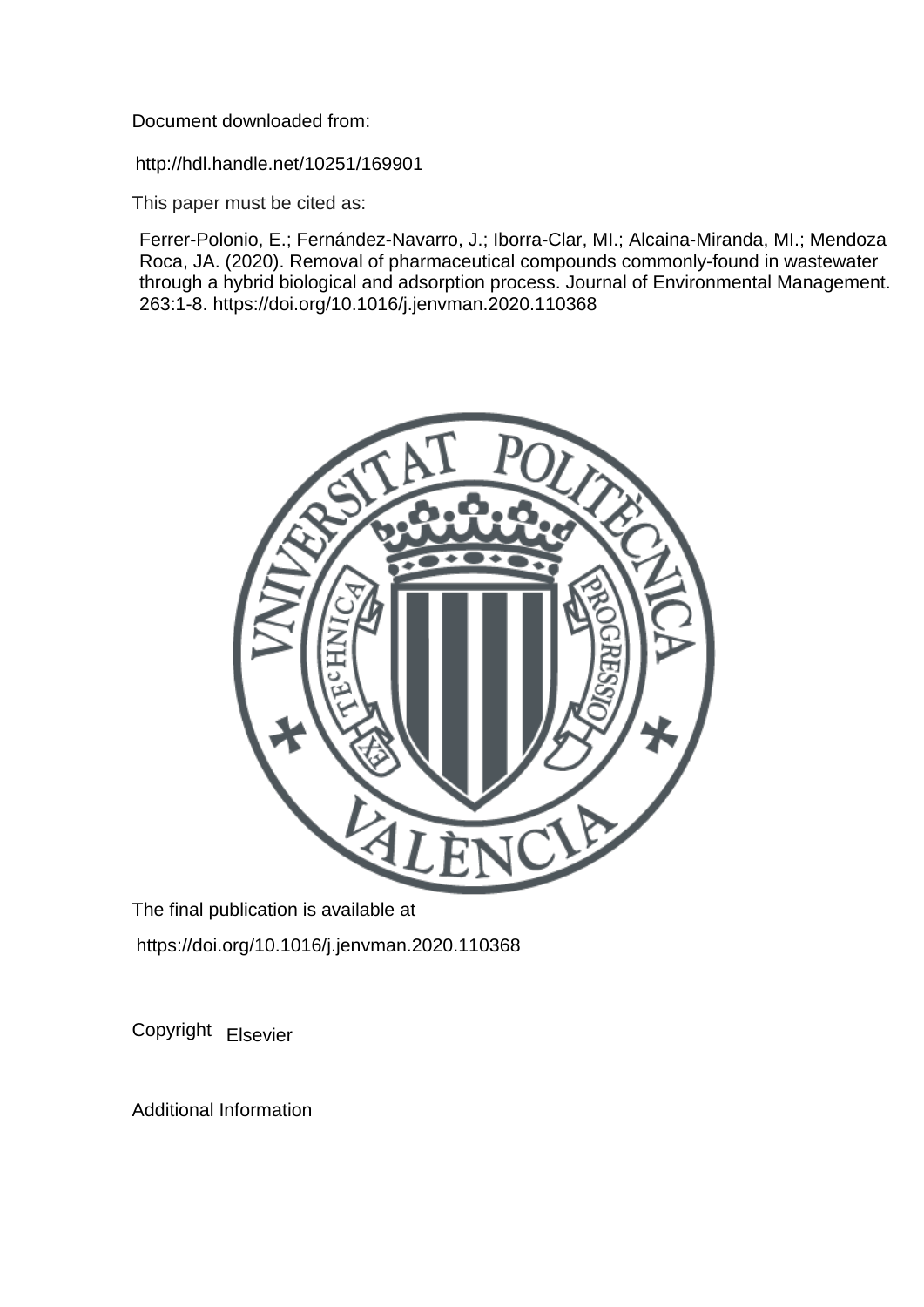Document downloaded from:

http://hdl.handle.net/10251/169901

This paper must be cited as:

Ferrer-Polonio, E.; Fernández-Navarro, J.; Iborra-Clar, MI.; Alcaina-Miranda, MI.; Mendoza Roca, JA. (2020). Removal of pharmaceutical compounds commonly-found in wastewater through a hybrid biological and adsorption process. Journal of Environmental Management. 263:1-8. https://doi.org/10.1016/j.jenvman.2020.110368

The final publication is available at

https://doi.org/10.1016/j.jenvman.2020.110368

Copyright Elsevier

Additional Information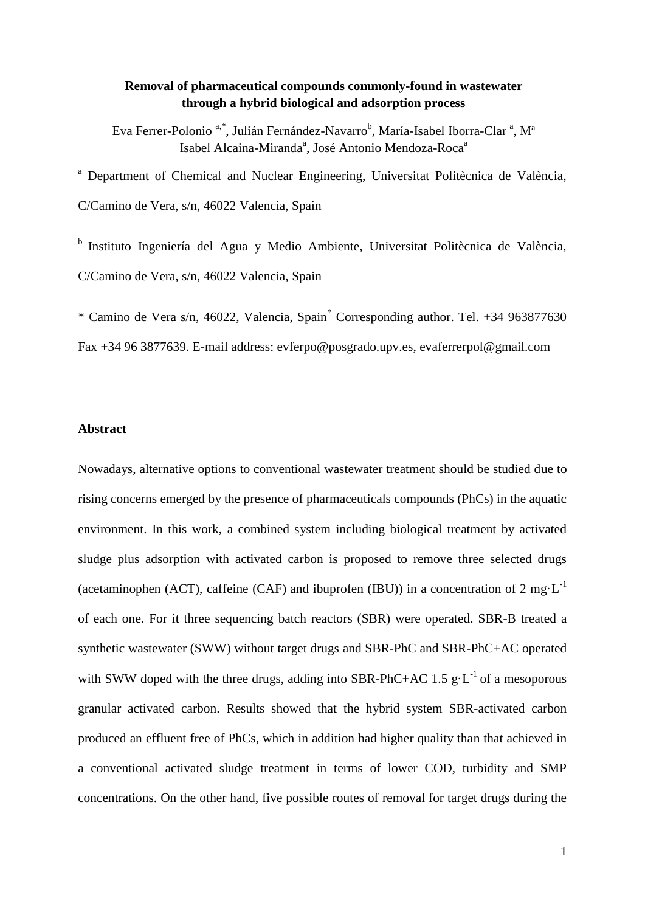**Removal of pharmaceutical compounds commonly-found in wastewater through a hybrid biological and adsorption process**

Eva Ferrer-Polonio [a,*], Julián Fernández-Navarro[b], María-Isabel Iborra-Clar [a], Mª Isabel Alcaina-Miranda[a], José Antonio Mendoza-Roca[a]

[a] Department of Chemical and Nuclear Engineering, Universitat Politècnica de València, C/Camino de Vera, s/n, 46022 Valencia, Spain

[b] Instituto Ingeniería del Agua y Medio Ambiente, Universitat Politècnica de València, C/Camino de Vera, s/n, 46022 Valencia, Spain

* Camino de Vera s/n, 46022, Valencia, Spain[*] Corresponding author. Tel. +34 963877630 Fax +34 96 3877639. E-mail address: evferpo@posgrado.upv.es, evaferrerpol@gmail.com

## Abstract

Nowadays, alternative options to conventional wastewater treatment should be studied due to rising concerns emerged by the presence of pharmaceuticals compounds (PhCs) in the aquatic environment. In this work, a combined system including biological treatment by activated sludge plus adsorption with activated carbon is proposed to remove three selected drugs (acetaminophen (ACT), caffeine (CAF) and ibuprofen (IBU)) in a concentration of 2 $mg \cdot L^{-1}$ of each one. For it three sequencing batch reactors (SBR) were operated. SBR-B treated a synthetic wastewater (SWW) without target drugs and SBR-PhC and SBR-PhC+AC operated with SWW doped with the three drugs, adding into SBR-PhC+AC 1.5 $g \cdot L^{-1}$ of a mesoporous granular activated carbon. Results showed that the hybrid system SBR-activated carbon produced an effluent free of PhCs, which in addition had higher quality than that achieved in a conventional activated sludge treatment in terms of lower COD, turbidity and SMP concentrations. On the other hand, five possible routes of removal for target drugs during the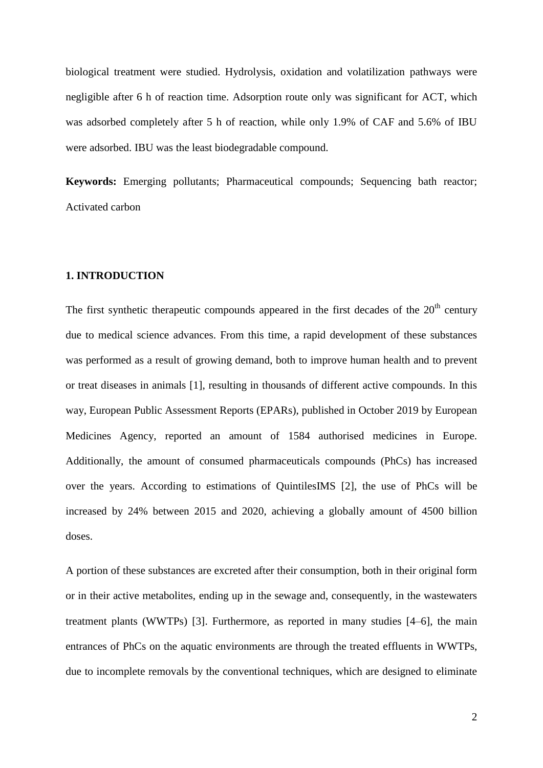biological treatment were studied. Hydrolysis, oxidation and volatilization pathways were negligible after 6 h of reaction time. Adsorption route only was significant for ACT, which was adsorbed completely after 5 h of reaction, while only 1.9% of CAF and 5.6% of IBU were adsorbed. IBU was the least biodegradable compound.

**Keywords:** Emerging pollutants; Pharmaceutical compounds; Sequencing bath reactor; Activated carbon

## 1. INTRODUCTION

The first synthetic therapeutic compounds appeared in the first decades of the 20$^{th}$ century due to medical science advances. From this time, a rapid development of these substances was performed as a result of growing demand, both to improve human health and to prevent or treat diseases in animals [1], resulting in thousands of different active compounds. In this way, European Public Assessment Reports (EPARs), published in October 2019 by European Medicines Agency, reported an amount of 1584 authorised medicines in Europe. Additionally, the amount of consumed pharmaceuticals compounds (PhCs) has increased over the years. According to estimations of QuintilesIMS [2], the use of PhCs will be increased by 24% between 2015 and 2020, achieving a globally amount of 4500 billion doses.

A portion of these substances are excreted after their consumption, both in their original form or in their active metabolites, ending up in the sewage and, consequently, in the wastewaters treatment plants (WWTPs) [3]. Furthermore, as reported in many studies [4–6], the main entrances of PhCs on the aquatic environments are through the treated effluents in WWTPs, due to incomplete removals by the conventional techniques, which are designed to eliminate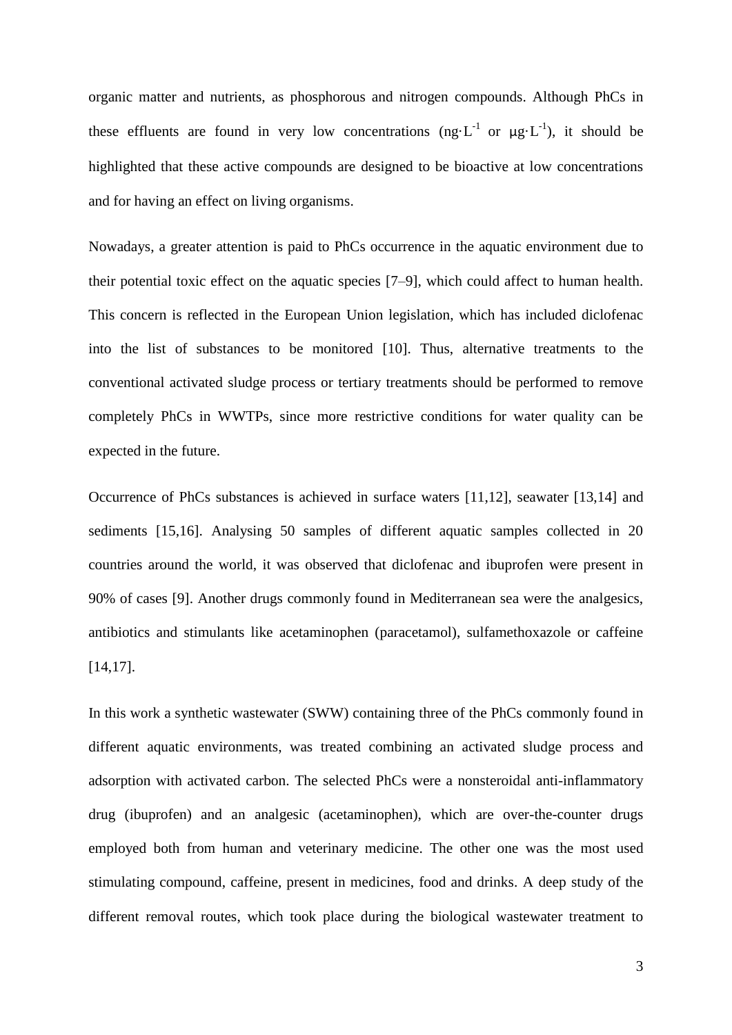organic matter and nutrients, as phosphorous and nitrogen compounds. Although PhCs in these effluents are found in very low concentrations ($ng \cdot L^{-1}$ or $\mu g \cdot L^{-1}$), it should be highlighted that these active compounds are designed to be bioactive at low concentrations and for having an effect on living organisms.

Nowadays, a greater attention is paid to PhCs occurrence in the aquatic environment due to their potential toxic effect on the aquatic species [7–9], which could affect to human health. This concern is reflected in the European Union legislation, which has included diclofenac into the list of substances to be monitored [10]. Thus, alternative treatments to the conventional activated sludge process or tertiary treatments should be performed to remove completely PhCs in WWTPs, since more restrictive conditions for water quality can be expected in the future.

Occurrence of PhCs substances is achieved in surface waters [11,12], seawater [13,14] and sediments [15,16]. Analysing 50 samples of different aquatic samples collected in 20 countries around the world, it was observed that diclofenac and ibuprofen were present in 90% of cases [9]. Another drugs commonly found in Mediterranean sea were the analgesics, antibiotics and stimulants like acetaminophen (paracetamol), sulfamethoxazole or caffeine [14,17].

In this work a synthetic wastewater (SWW) containing three of the PhCs commonly found in different aquatic environments, was treated combining an activated sludge process and adsorption with activated carbon. The selected PhCs were a nonsteroidal anti-inflammatory drug (ibuprofen) and an analgesic (acetaminophen), which are over-the-counter drugs employed both from human and veterinary medicine. The other one was the most used stimulating compound, caffeine, present in medicines, food and drinks. A deep study of the different removal routes, which took place during the biological wastewater treatment to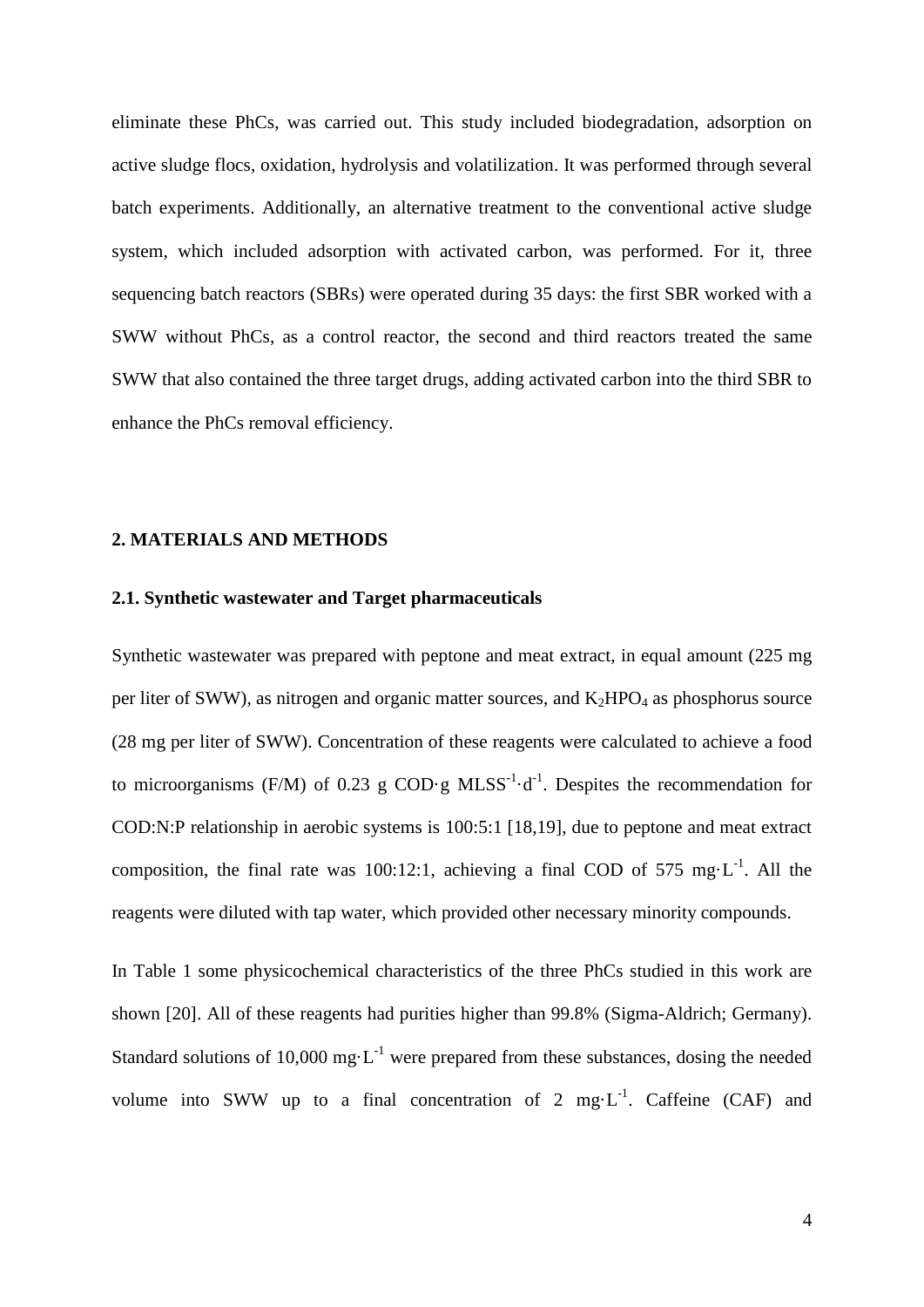eliminate these PhCs, was carried out. This study included biodegradation, adsorption on active sludge flocs, oxidation, hydrolysis and volatilization. It was performed through several batch experiments. Additionally, an alternative treatment to the conventional active sludge system, which included adsorption with activated carbon, was performed. For it, three sequencing batch reactors (SBRs) were operated during 35 days: the first SBR worked with a SWW without PhCs, as a control reactor, the second and third reactors treated the same SWW that also contained the three target drugs, adding activated carbon into the third SBR to enhance the PhCs removal efficiency.

## 2. MATERIALS AND METHODS

### 2.1. Synthetic wastewater and Target pharmaceuticals

Synthetic wastewater was prepared with peptone and meat extract, in equal amount (225 mg per liter of SWW), as nitrogen and organic matter sources, and $K_2HPO_4$ as phosphorus source (28 mg per liter of SWW). Concentration of these reagents were calculated to achieve a food to microorganisms (F/M) of 0.23 g COD·g $MLSS^{-1}·d^{-1}$. Despites the recommendation for COD:N:P relationship in aerobic systems is 100:5:1 [18,19], due to peptone and meat extract composition, the final rate was 100:12:1, achieving a final COD of 575 $mg·L^{-1}$. All the reagents were diluted with tap water, which provided other necessary minority compounds.

In Table 1 some physicochemical characteristics of the three PhCs studied in this work are shown [20]. All of these reagents had purities higher than 99.8% (Sigma-Aldrich; Germany). Standard solutions of 10,000 $mg·L^{-1}$ were prepared from these substances, dosing the needed volume into SWW up to a final concentration of 2 $mg·L^{-1}$. Caffeine (CAF) and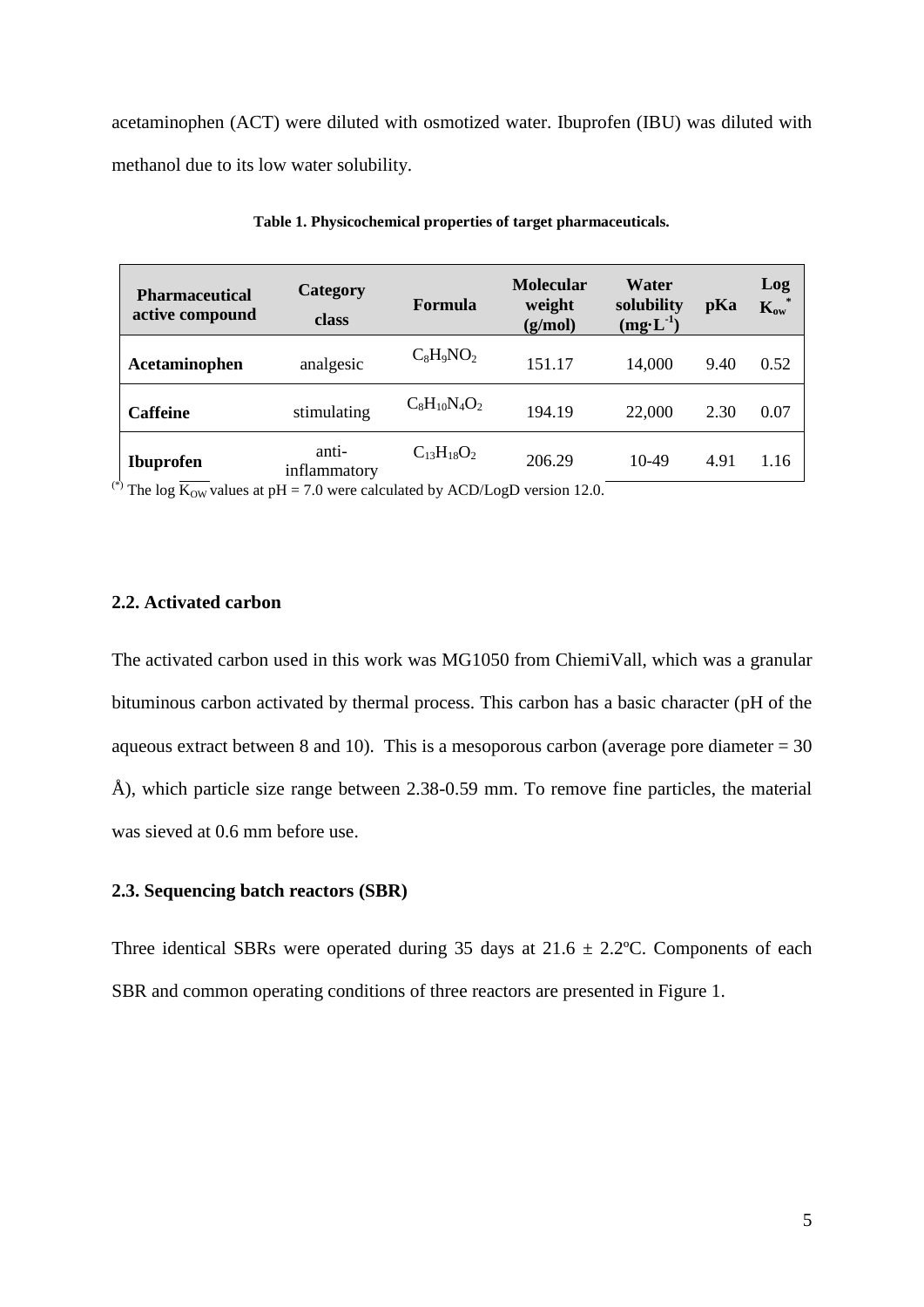acetaminophen (ACT) were diluted with osmotized water. Ibuprofen (IBU) was diluted with methanol due to its low water solubility.

**Table 1. Physicochemical properties of target pharmaceuticals.**

| Pharmaceutical active compound | Category class | Formula | Molecular weight (g/mol) | Water solubility ($mg \cdot L^{-1}$) | pKa | Log $K_{ow}$* |
|---|---|---|---|---|---|---|
| **Acetaminophen** | analgesic | $C_8H_9NO_2$ | 151.17 | 14,000 | 9.40 | 0.52 |
| **Caffeine** | stimulating | $C_8H_{10}N_4O_2$ | 194.19 | 22,000 | 2.30 | 0.07 |
| **Ibuprofen** | anti-inflammatory | $C_{13}H_{18}O_2$ | 206.29 | 10-49 | 4.91 | 1.16 |

(*) The log $\overline{K_{OW}}$ values at pH = 7.0 were calculated by ACD/LogD version 12.0.

## 2.2. Activated carbon

The activated carbon used in this work was MG1050 from ChiemiVall, which was a granular bituminous carbon activated by thermal process. This carbon has a basic character (pH of the aqueous extract between 8 and 10). This is a mesoporous carbon (average pore diameter = 30 Å), which particle size range between 2.38-0.59 mm. To remove fine particles, the material was sieved at 0.6 mm before use.

## 2.3. Sequencing batch reactors (SBR)

Three identical SBRs were operated during 35 days at 21.6 ± 2.2ºC. Components of each SBR and common operating conditions of three reactors are presented in Figure 1.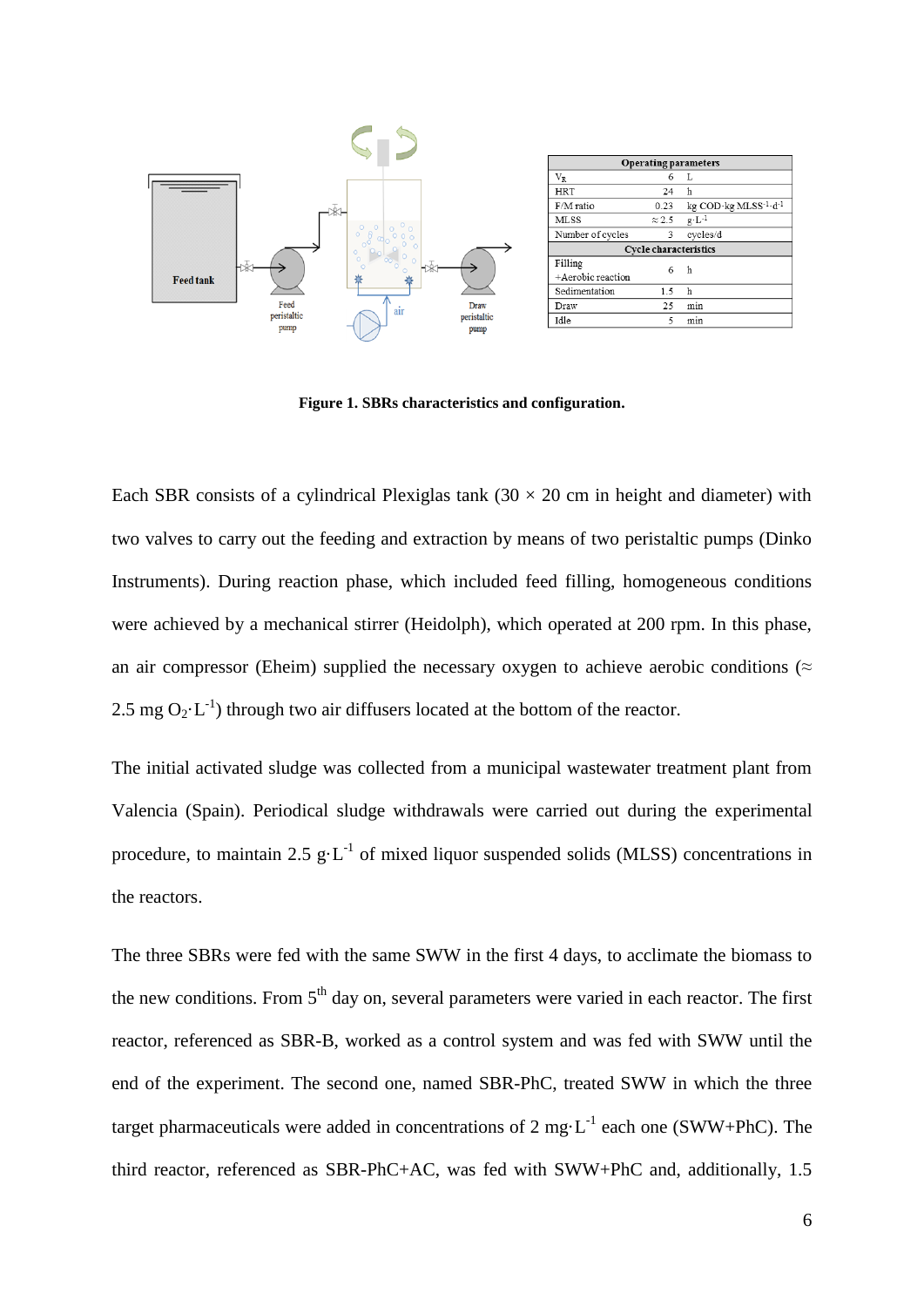| Operating parameters | | |
|---|---|---|
| $V_R$ | 6 | L |
| HRT | 24 | h |
| F/M ratio | 0.23 | kg COD·kg MLSS$^{-1}$·d$^{-1}$ |
| MLSS | ≈ 2.5 | g·L$^{-1}$ |
| Number of cycles | 3 | cycles/d |
| **Cycle characteristics** | | |
| Filling +Aerobic reaction | 6 | h |
| Sedimentation | 1.5 | h |
| Draw | 25 | min |
| Idle | 5 | min |

**Figure 1. SBRs characteristics and configuration.**

Each SBR consists of a cylindrical Plexiglas tank (30 × 20 cm in height and diameter) with two valves to carry out the feeding and extraction by means of two peristaltic pumps (Dinko Instruments). During reaction phase, which included feed filling, homogeneous conditions were achieved by a mechanical stirrer (Heidolph), which operated at 200 rpm. In this phase, an air compressor (Eheim) supplied the necessary oxygen to achieve aerobic conditions (≈ 2.5 mg $O_2$·$L^{-1}$) through two air diffusers located at the bottom of the reactor.

The initial activated sludge was collected from a municipal wastewater treatment plant from Valencia (Spain). Periodical sludge withdrawals were carried out during the experimental procedure, to maintain 2.5 g·$L^{-1}$ of mixed liquor suspended solids (MLSS) concentrations in the reactors.

The three SBRs were fed with the same SWW in the first 4 days, to acclimate the biomass to the new conditions. From 5$^{th}$ day on, several parameters were varied in each reactor. The first reactor, referenced as SBR-B, worked as a control system and was fed with SWW until the end of the experiment. The second one, named SBR-PhC, treated SWW in which the three target pharmaceuticals were added in concentrations of 2 mg·$L^{-1}$ each one (SWW+PhC). The third reactor, referenced as SBR-PhC+AC, was fed with SWW+PhC and, additionally, 1.5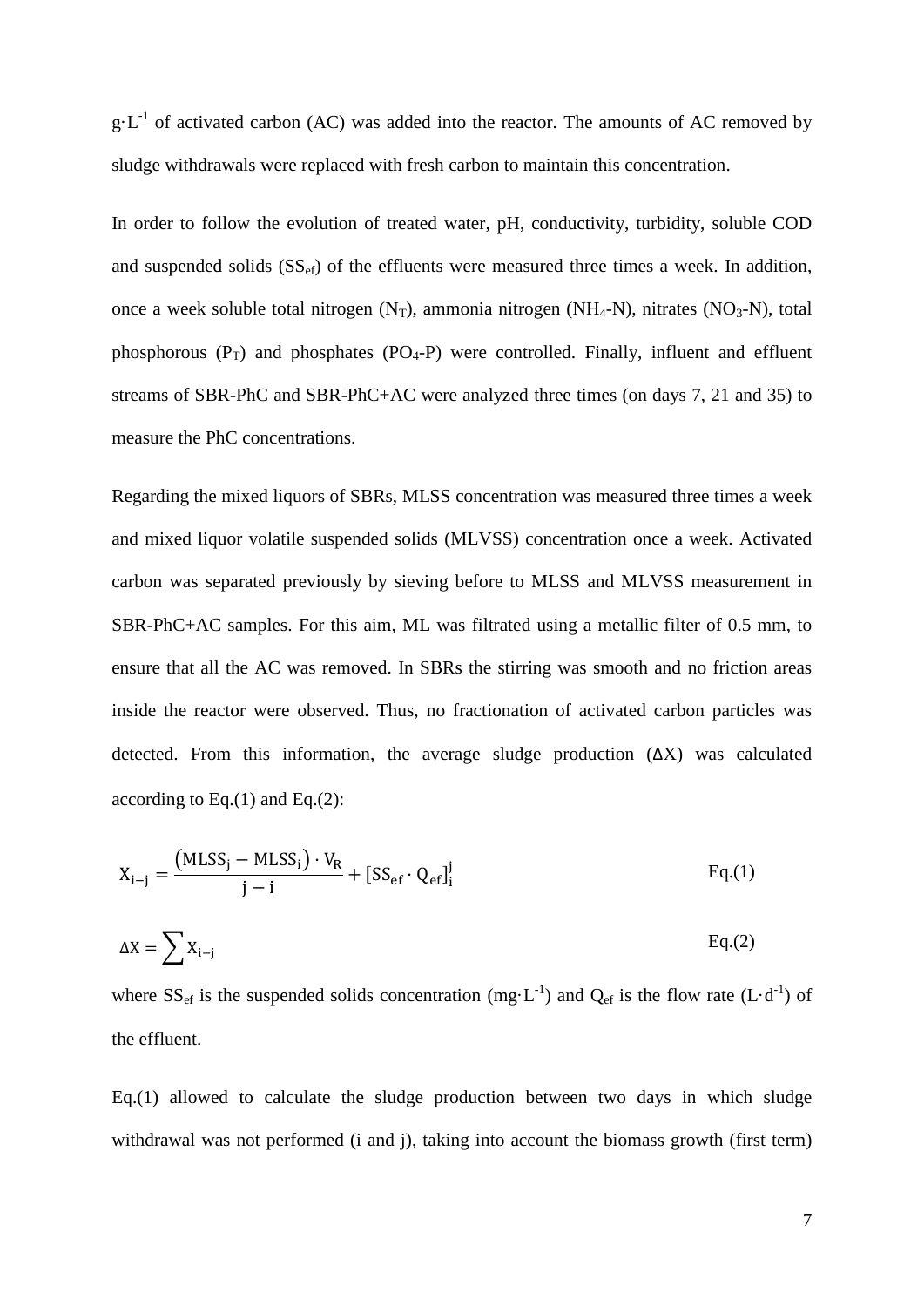$g \cdot L^{-1}$ of activated carbon (AC) was added into the reactor. The amounts of AC removed by sludge withdrawals were replaced with fresh carbon to maintain this concentration.

In order to follow the evolution of treated water, pH, conductivity, turbidity, soluble COD and suspended solids ($SS_{ef}$) of the effluents were measured three times a week. In addition, once a week soluble total nitrogen ($N_T$), ammonia nitrogen ($NH_4$-N), nitrates ($NO_3$-N), total phosphorous ($P_T$) and phosphates ($PO_4$-P) were controlled. Finally, influent and effluent streams of SBR-PhC and SBR-PhC+AC were analyzed three times (on days 7, 21 and 35) to measure the PhC concentrations.

Regarding the mixed liquors of SBRs, MLSS concentration was measured three times a week and mixed liquor volatile suspended solids (MLVSS) concentration once a week. Activated carbon was separated previously by sieving before to MLSS and MLVSS measurement in SBR-PhC+AC samples. For this aim, ML was filtrated using a metallic filter of 0.5 mm, to ensure that all the AC was removed. In SBRs the stirring was smooth and no friction areas inside the reactor were observed. Thus, no fractionation of activated carbon particles was detected. From this information, the average sludge production (ΔX) was calculated according to Eq.(1) and Eq.(2):

$$X_{i-j} = \frac{\left(MLSS_j - MLSS_i\right) \cdot V_R}{j - i} + \left[SS_{ef} \cdot Q_{ef}\right]_i^j \qquad \text{Eq.(1)}$$

$$\Delta X = \sum X_{i-j} \qquad \text{Eq.(2)}$$

where $SS_{ef}$ is the suspended solids concentration ($mg \cdot L^{-1}$) and $Q_{ef}$ is the flow rate ($L \cdot d^{-1}$) of the effluent.

Eq.(1) allowed to calculate the sludge production between two days in which sludge withdrawal was not performed (i and j), taking into account the biomass growth (first term)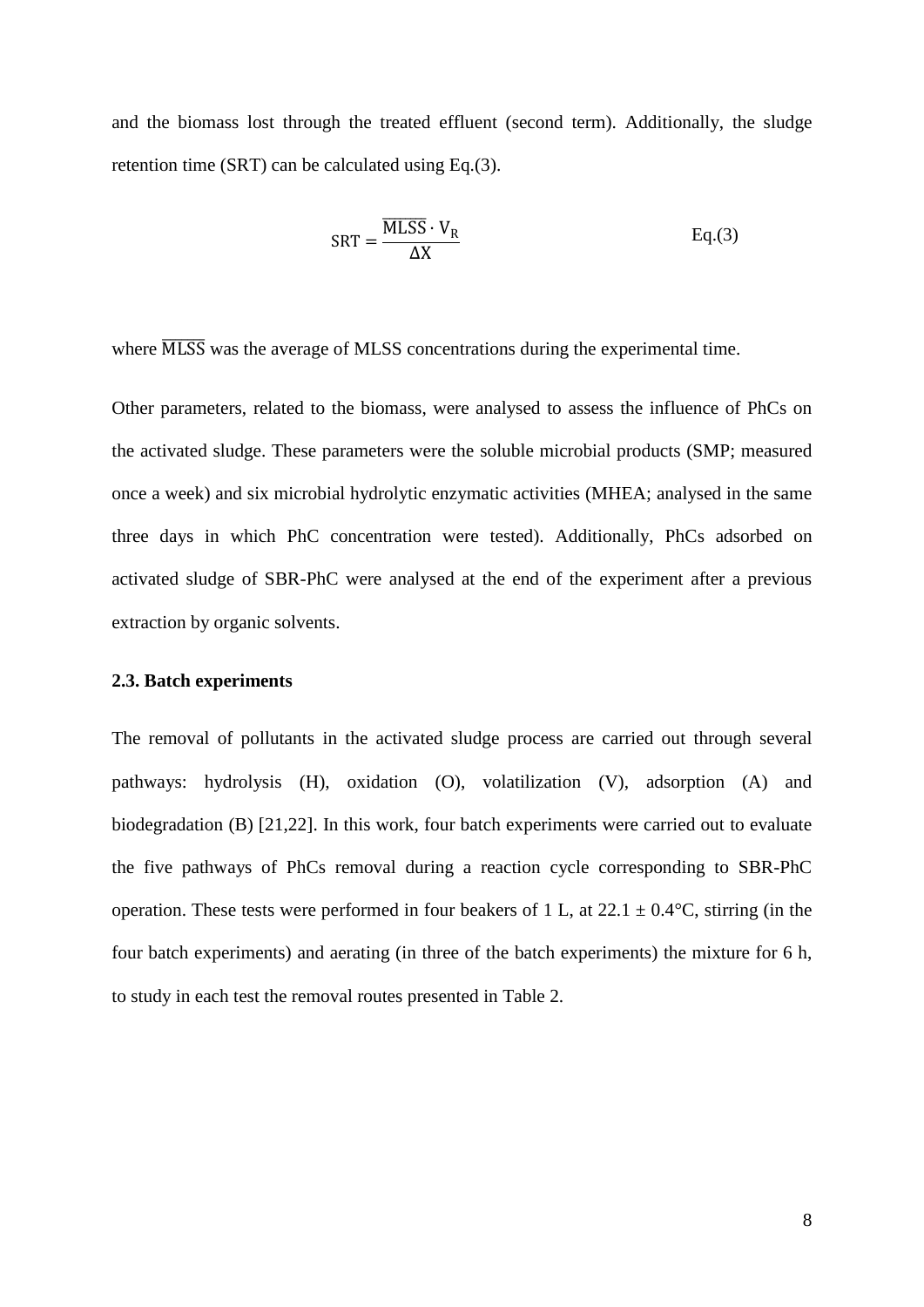and the biomass lost through the treated effluent (second term). Additionally, the sludge retention time (SRT) can be calculated using Eq.(3).

$$\mathrm{SRT} = \frac{\overline{\mathrm{MLSS}} \cdot \mathrm{V_R}}{\Delta \mathrm{X}} \qquad \text{Eq.(3)}$$

where $\overline{MLSS}$ was the average of MLSS concentrations during the experimental time.

Other parameters, related to the biomass, were analysed to assess the influence of PhCs on the activated sludge. These parameters were the soluble microbial products (SMP; measured once a week) and six microbial hydrolytic enzymatic activities (MHEA; analysed in the same three days in which PhC concentration were tested). Additionally, PhCs adsorbed on activated sludge of SBR-PhC were analysed at the end of the experiment after a previous extraction by organic solvents.

### 2.3. Batch experiments

The removal of pollutants in the activated sludge process are carried out through several pathways: hydrolysis (H), oxidation (O), volatilization (V), adsorption (A) and biodegradation (B) [21,22]. In this work, four batch experiments were carried out to evaluate the five pathways of PhCs removal during a reaction cycle corresponding to SBR-PhC operation. These tests were performed in four beakers of 1 L, at 22.1 ± 0.4°C, stirring (in the four batch experiments) and aerating (in three of the batch experiments) the mixture for 6 h, to study in each test the removal routes presented in Table 2.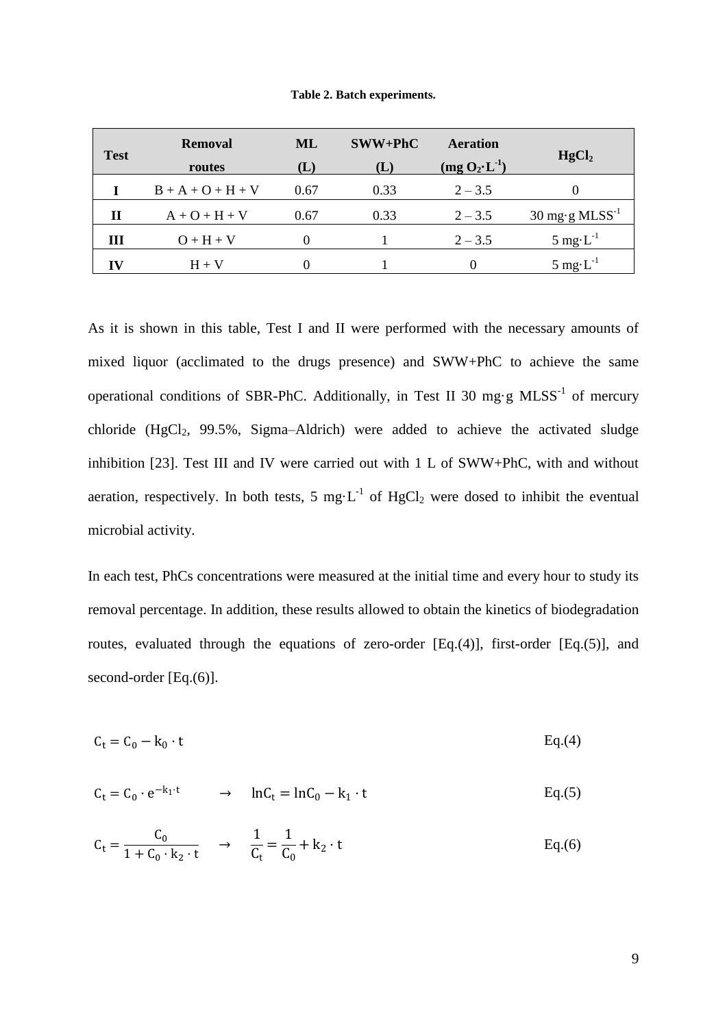**Table 2. Batch experiments.**

| Test | Removal routes | ML (L) | SWW+PhC (L) | Aeration (mg $O_2$·$L^{-1}$) | $HgCl_2$ |
|---|---|---|---|---|---|
| **I** | B + A + O + H + V | 0.67 | 0.33 | 2 – 3.5 | 0 |
| **II** | A + O + H + V | 0.67 | 0.33 | 2 – 3.5 | 30 mg·g $MLSS^{-1}$ |
| **III** | O + H + V | 0 | 1 | 2 – 3.5 | 5 mg·$L^{-1}$ |
| **IV** | H + V | 0 | 1 | 0 | 5 mg·$L^{-1}$ |

As it is shown in this table, Test I and II were performed with the necessary amounts of mixed liquor (acclimated to the drugs presence) and SWW+PhC to achieve the same operational conditions of SBR-PhC. Additionally, in Test II 30 mg·g $MLSS^{-1}$ of mercury chloride ($HgCl_2$, 99.5%, Sigma–Aldrich) were added to achieve the activated sludge inhibition [23]. Test III and IV were carried out with 1 L of SWW+PhC, with and without aeration, respectively. In both tests, 5 mg·$L^{-1}$ of $HgCl_2$ were dosed to inhibit the eventual microbial activity.

In each test, PhCs concentrations were measured at the initial time and every hour to study its removal percentage. In addition, these results allowed to obtain the kinetics of biodegradation routes, evaluated through the equations of zero-order [Eq.(4)], first-order [Eq.(5)], and second-order [Eq.(6)].

$$C_t = C_0 - k_0 \cdot t \qquad \text{Eq.(4)}$$

$$C_t = C_0 \cdot e^{-k_1 \cdot t} \quad \rightarrow \quad \ln C_t = \ln C_0 - k_1 \cdot t \qquad \text{Eq.(5)}$$

$$C_t = \frac{C_0}{1 + C_0 \cdot k_2 \cdot t} \quad \rightarrow \quad \frac{1}{C_t} = \frac{1}{C_0} + k_2 \cdot t \qquad \text{Eq.(6)}$$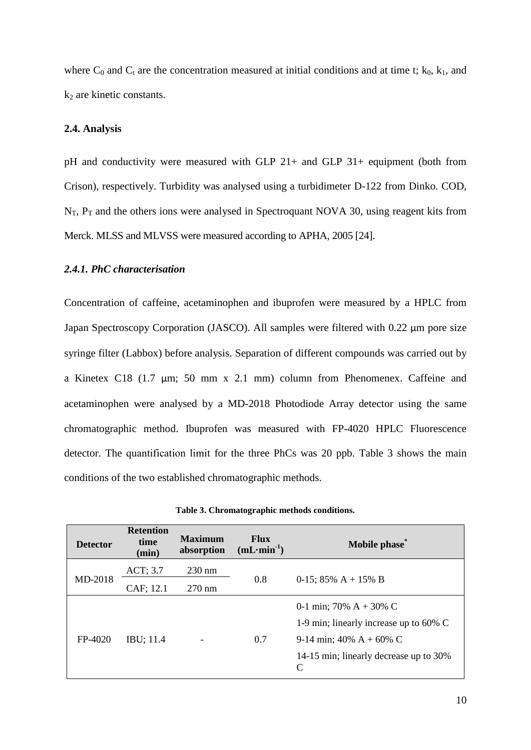where $C_0$ and $C_t$ are the concentration measured at initial conditions and at time t; $k_0$, $k_1$, and $k_2$ are kinetic constants.

### 2.4. Analysis

pH and conductivity were measured with GLP 21+ and GLP 31+ equipment (both from Crison), respectively. Turbidity was analysed using a turbidimeter D-122 from Dinko. COD, $N_T$, $P_T$ and the others ions were analysed in Spectroquant NOVA 30, using reagent kits from Merck. MLSS and MLVSS were measured according to APHA, 2005 [24].

#### *2.4.1. PhC characterisation*

Concentration of caffeine, acetaminophen and ibuprofen were measured by a HPLC from Japan Spectroscopy Corporation (JASCO). All samples were filtered with 0.22 μm pore size syringe filter (Labbox) before analysis. Separation of different compounds was carried out by a Kinetex C18 (1.7 μm; 50 mm x 2.1 mm) column from Phenomenex. Caffeine and acetaminophen were analysed by a MD-2018 Photodiode Array detector using the same chromatographic method. Ibuprofen was measured with FP-4020 HPLC Fluorescence detector. The quantification limit for the three PhCs was 20 ppb. Table 3 shows the main conditions of the two established chromatographic methods.

**Table 3. Chromatographic methods conditions.**

| Detector | Retention time (min) | Maximum absorption | Flux ($mL \cdot min^{-1}$) | Mobile phase* |
|---|---|---|---|---|
| MD-2018 | ACT; 3.7 | 230 nm | 0.8 | 0-15; 85% A + 15% B |
| | CAF; 12.1 | 270 nm | | |
| FP-4020 | IBU; 11.4 | - | 0.7 | 0-1 min; 70% A + 30% C<br>1-9 min; linearly increase up to 60% C<br>9-14 min; 40% A + 60% C<br>14-15 min; linearly decrease up to 30% C |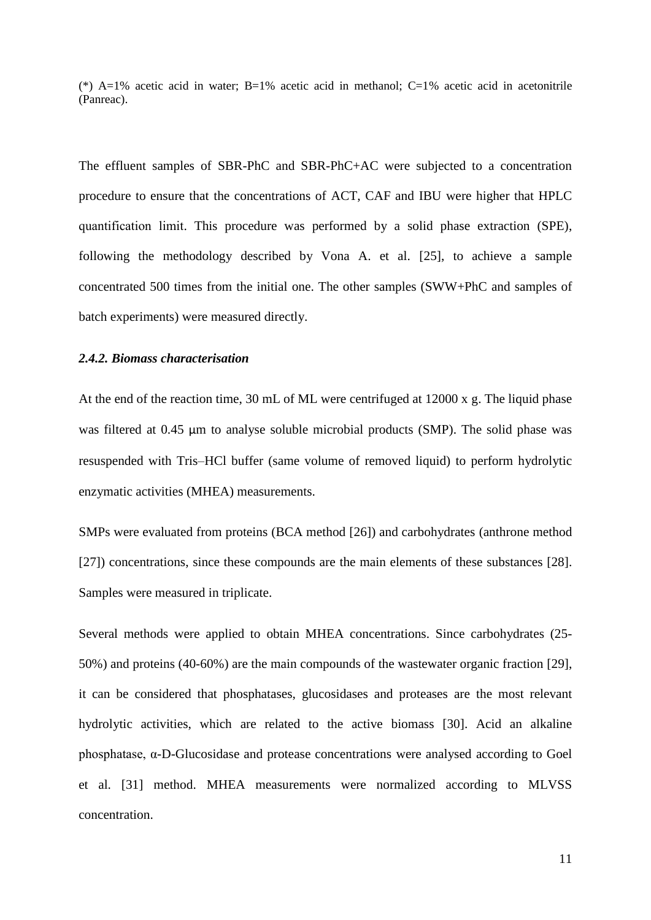(*) A=1% acetic acid in water; B=1% acetic acid in methanol; C=1% acetic acid in acetonitrile (Panreac).

The effluent samples of SBR-PhC and SBR-PhC+AC were subjected to a concentration procedure to ensure that the concentrations of ACT, CAF and IBU were higher that HPLC quantification limit. This procedure was performed by a solid phase extraction (SPE), following the methodology described by Vona A. et al. [25], to achieve a sample concentrated 500 times from the initial one. The other samples (SWW+PhC and samples of batch experiments) were measured directly.

### *2.4.2. Biomass characterisation*

At the end of the reaction time, 30 mL of ML were centrifuged at 12000 x g. The liquid phase was filtered at 0.45 μm to analyse soluble microbial products (SMP). The solid phase was resuspended with Tris–HCl buffer (same volume of removed liquid) to perform hydrolytic enzymatic activities (MHEA) measurements.

SMPs were evaluated from proteins (BCA method [26]) and carbohydrates (anthrone method [27]) concentrations, since these compounds are the main elements of these substances [28]. Samples were measured in triplicate.

Several methods were applied to obtain MHEA concentrations. Since carbohydrates (25-50%) and proteins (40-60%) are the main compounds of the wastewater organic fraction [29], it can be considered that phosphatases, glucosidases and proteases are the most relevant hydrolytic activities, which are related to the active biomass [30]. Acid an alkaline phosphatase, α-D-Glucosidase and protease concentrations were analysed according to Goel et al. [31] method. MHEA measurements were normalized according to MLVSS concentration.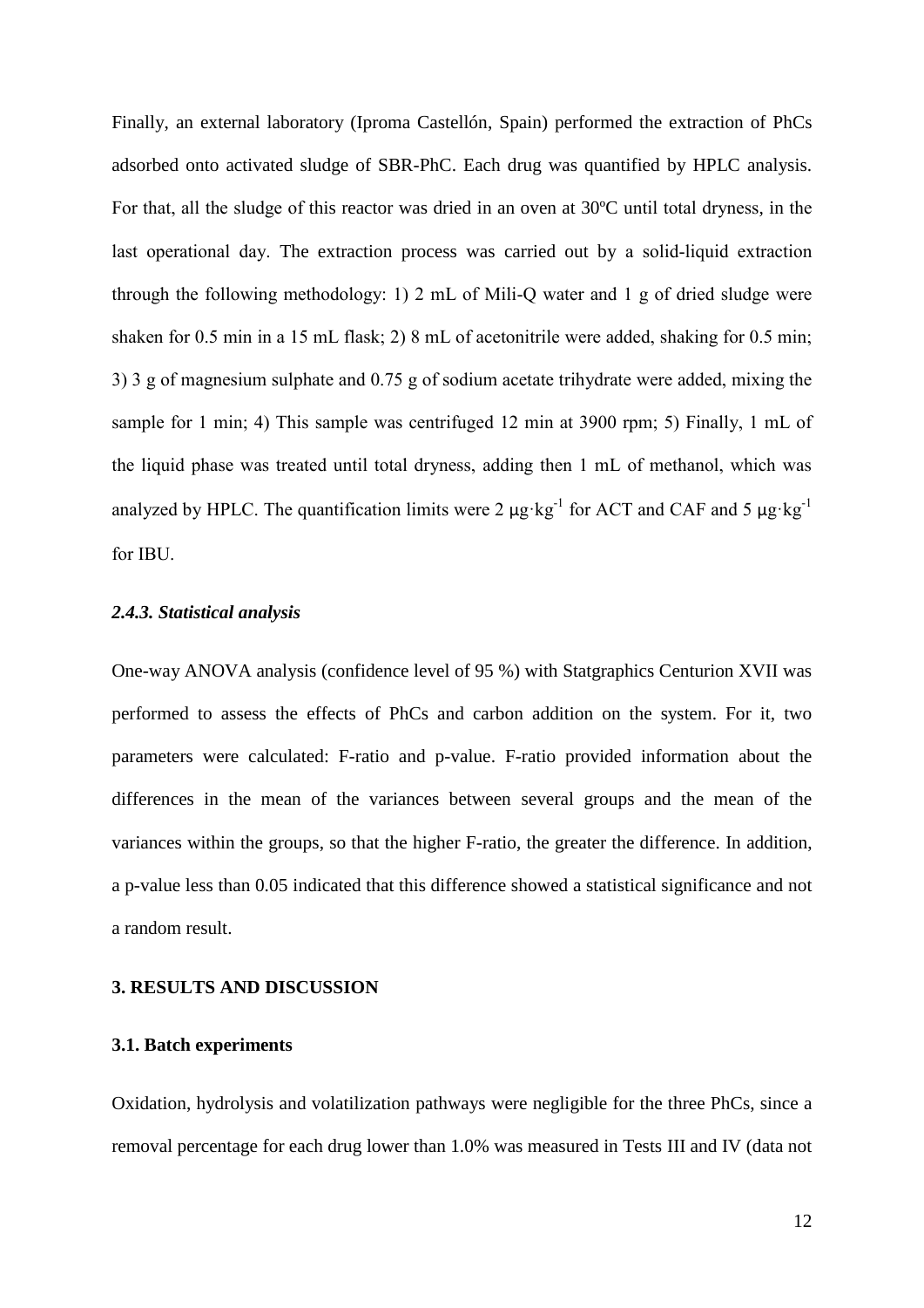Finally, an external laboratory (Iproma Castellón, Spain) performed the extraction of PhCs adsorbed onto activated sludge of SBR-PhC. Each drug was quantified by HPLC analysis. For that, all the sludge of this reactor was dried in an oven at 30ºC until total dryness, in the last operational day. The extraction process was carried out by a solid-liquid extraction through the following methodology: 1) 2 mL of Mili-Q water and 1 g of dried sludge were shaken for 0.5 min in a 15 mL flask; 2) 8 mL of acetonitrile were added, shaking for 0.5 min; 3) 3 g of magnesium sulphate and 0.75 g of sodium acetate trihydrate were added, mixing the sample for 1 min; 4) This sample was centrifuged 12 min at 3900 rpm; 5) Finally, 1 mL of the liquid phase was treated until total dryness, adding then 1 mL of methanol, which was analyzed by HPLC. The quantification limits were 2 $\mu g \cdot kg^{-1}$ for ACT and CAF and 5 $\mu g \cdot kg^{-1}$ for IBU.

### *2.4.3. Statistical analysis*

One-way ANOVA analysis (confidence level of 95 %) with Statgraphics Centurion XVII was performed to assess the effects of PhCs and carbon addition on the system. For it, two parameters were calculated: F-ratio and p-value. F-ratio provided information about the differences in the mean of the variances between several groups and the mean of the variances within the groups, so that the higher F-ratio, the greater the difference. In addition, a p-value less than 0.05 indicated that this difference showed a statistical significance and not a random result.

## 3. RESULTS AND DISCUSSION

### 3.1. Batch experiments

Oxidation, hydrolysis and volatilization pathways were negligible for the three PhCs, since a removal percentage for each drug lower than 1.0% was measured in Tests III and IV (data not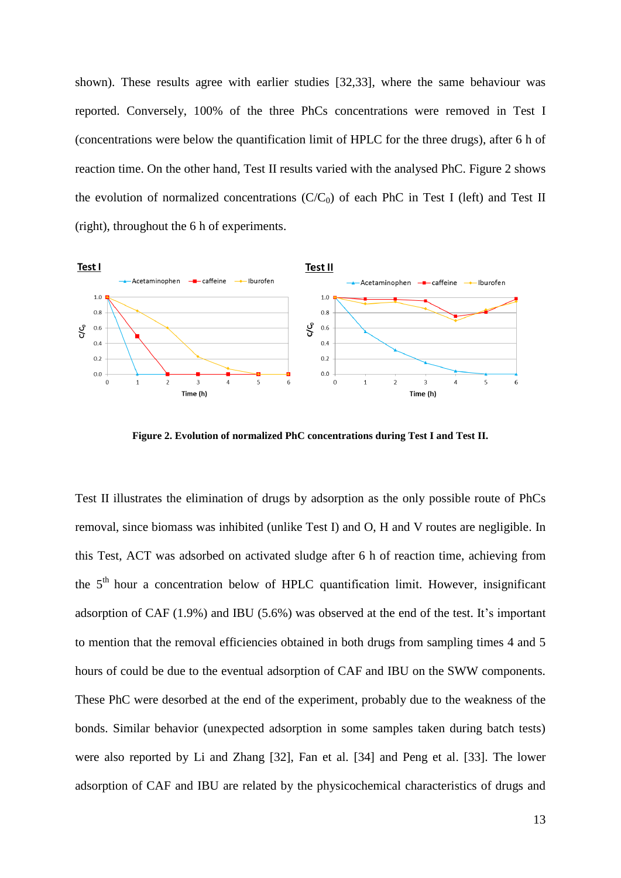shown). These results agree with earlier studies [32,33], where the same behaviour was reported. Conversely, 100% of the three PhCs concentrations were removed in Test I (concentrations were below the quantification limit of HPLC for the three drugs), after 6 h of reaction time. On the other hand, Test II results varied with the analysed PhC. Figure 2 shows the evolution of normalized concentrations ($C/C_0$) of each PhC in Test I (left) and Test II (right), throughout the 6 h of experiments.

**Figure 2. Evolution of normalized PhC concentrations during Test I and Test II.**

Test II illustrates the elimination of drugs by adsorption as the only possible route of PhCs removal, since biomass was inhibited (unlike Test I) and O, H and V routes are negligible. In this Test, ACT was adsorbed on activated sludge after 6 h of reaction time, achieving from the 5$^{th}$ hour a concentration below of HPLC quantification limit. However, insignificant adsorption of CAF (1.9%) and IBU (5.6%) was observed at the end of the test. It's important to mention that the removal efficiencies obtained in both drugs from sampling times 4 and 5 hours of could be due to the eventual adsorption of CAF and IBU on the SWW components. These PhC were desorbed at the end of the experiment, probably due to the weakness of the bonds. Similar behavior (unexpected adsorption in some samples taken during batch tests) were also reported by Li and Zhang [32], Fan et al. [34] and Peng et al. [33]. The lower adsorption of CAF and IBU are related by the physicochemical characteristics of drugs and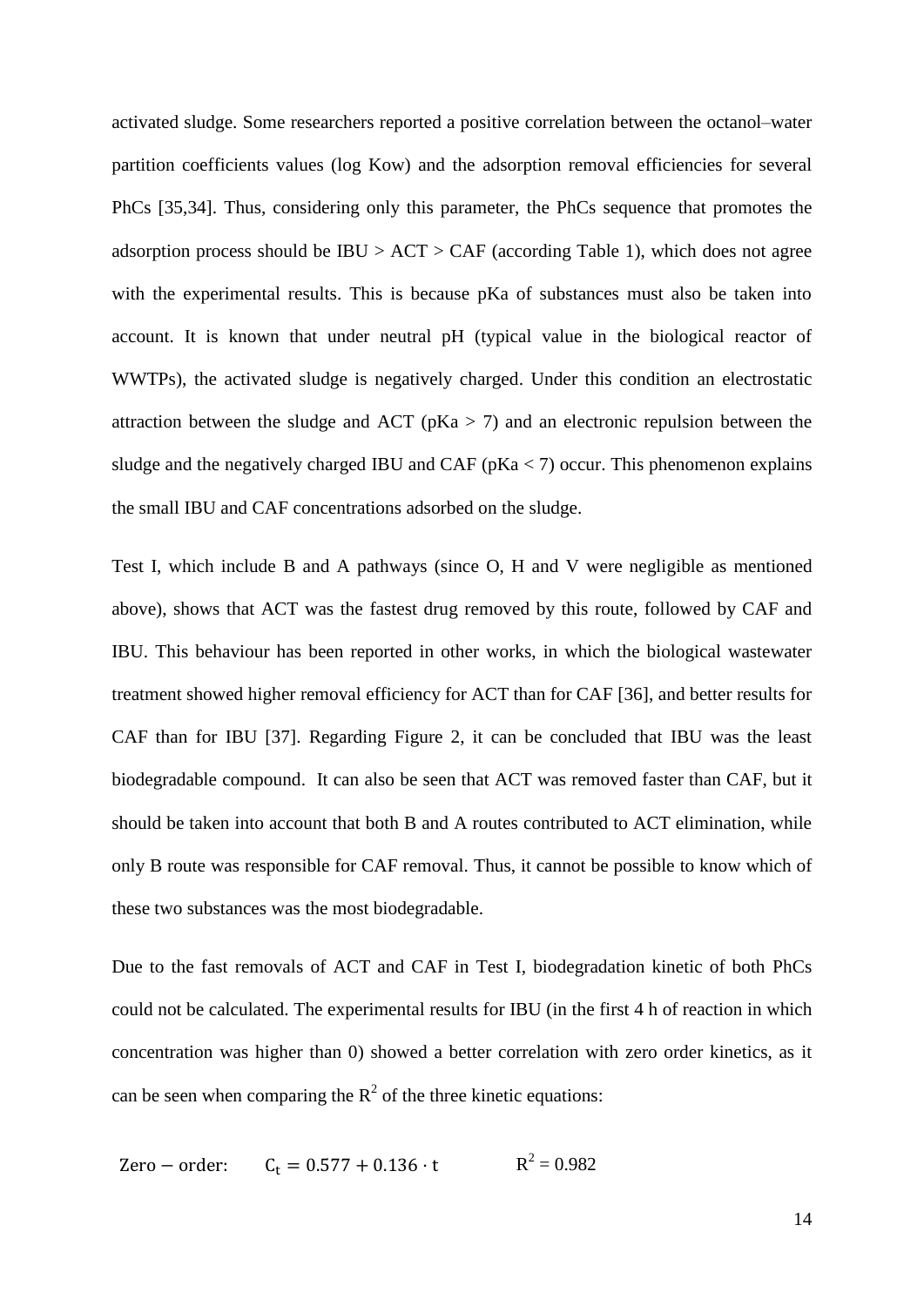activated sludge. Some researchers reported a positive correlation between the octanol–water partition coefficients values (log Kow) and the adsorption removal efficiencies for several PhCs [35,34]. Thus, considering only this parameter, the PhCs sequence that promotes the adsorption process should be IBU > ACT > CAF (according Table 1), which does not agree with the experimental results. This is because pKa of substances must also be taken into account. It is known that under neutral pH (typical value in the biological reactor of WWTPs), the activated sludge is negatively charged. Under this condition an electrostatic attraction between the sludge and ACT (pKa > 7) and an electronic repulsion between the sludge and the negatively charged IBU and CAF (pKa < 7) occur. This phenomenon explains the small IBU and CAF concentrations adsorbed on the sludge.

Test I, which include B and A pathways (since O, H and V were negligible as mentioned above), shows that ACT was the fastest drug removed by this route, followed by CAF and IBU. This behaviour has been reported in other works, in which the biological wastewater treatment showed higher removal efficiency for ACT than for CAF [36], and better results for CAF than for IBU [37]. Regarding Figure 2, it can be concluded that IBU was the least biodegradable compound. It can also be seen that ACT was removed faster than CAF, but it should be taken into account that both B and A routes contributed to ACT elimination, while only B route was responsible for CAF removal. Thus, it cannot be possible to know which of these two substances was the most biodegradable.

Due to the fast removals of ACT and CAF in Test I, biodegradation kinetic of both PhCs could not be calculated. The experimental results for IBU (in the first 4 h of reaction in which concentration was higher than 0) showed a better correlation with zero order kinetics, as it can be seen when comparing the $R^2$ of the three kinetic equations:

$$\text{Zero}-\text{order:} \qquad C_t = 0.577 + 0.136 \cdot t \qquad R^2 = 0.982$$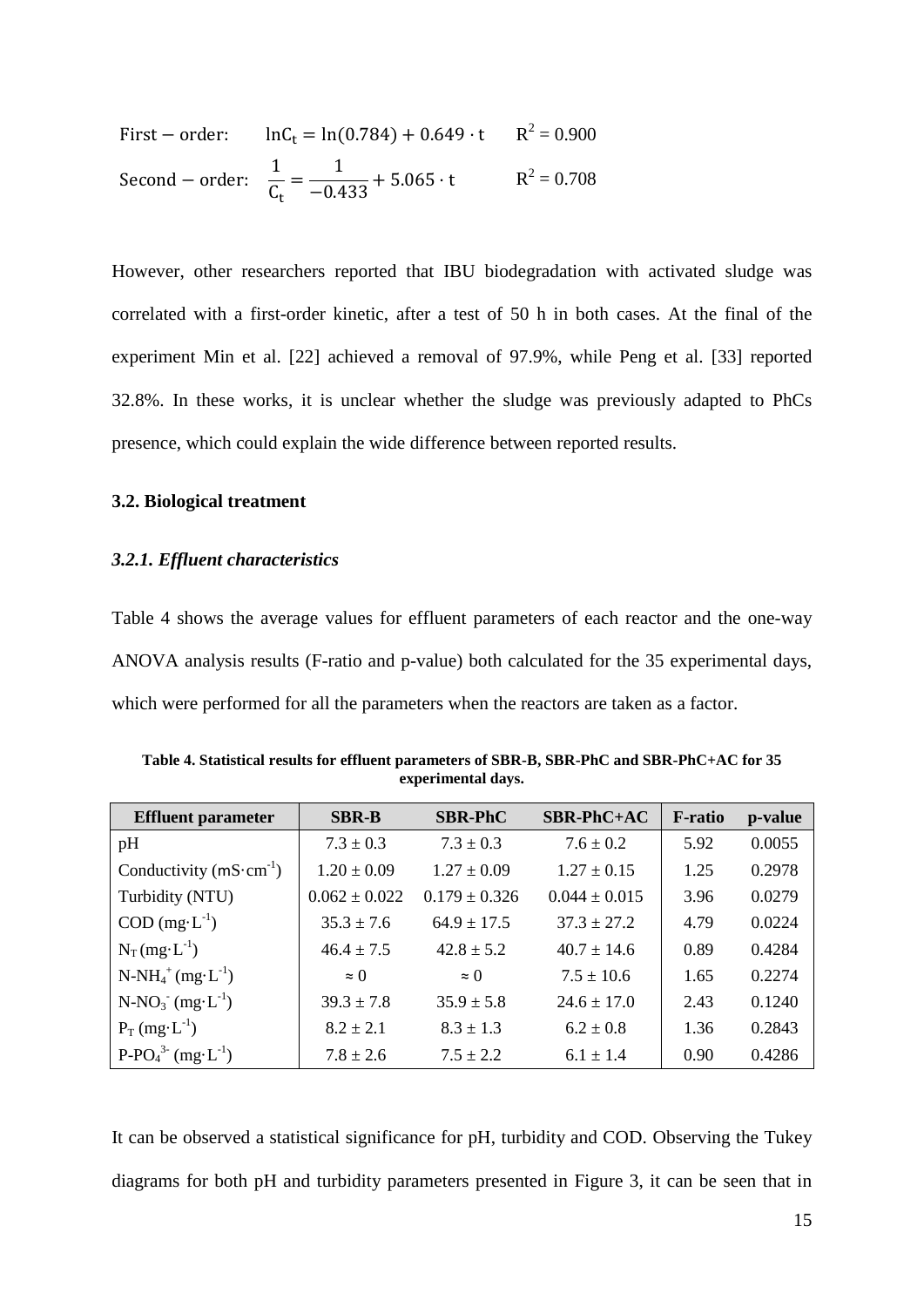$$\text{First}-\text{order:} \quad \ln C_t = \ln(0.784) + 0.649 \cdot t \qquad R^2 = 0.900$$

$$\text{Second}-\text{order:} \quad \frac{1}{C_t} = \frac{1}{-0.433} + 5.065 \cdot t \qquad R^2 = 0.708$$

However, other researchers reported that IBU biodegradation with activated sludge was correlated with a first-order kinetic, after a test of 50 h in both cases. At the final of the experiment Min et al. [22] achieved a removal of 97.9%, while Peng et al. [33] reported 32.8%. In these works, it is unclear whether the sludge was previously adapted to PhCs presence, which could explain the wide difference between reported results.

### 3.2. Biological treatment

#### *3.2.1. Effluent characteristics*

Table 4 shows the average values for effluent parameters of each reactor and the one-way ANOVA analysis results (F-ratio and p-value) both calculated for the 35 experimental days, which were performed for all the parameters when the reactors are taken as a factor.

**Table 4. Statistical results for effluent parameters of SBR-B, SBR-PhC and SBR-PhC+AC for 35 experimental days.**

| Effluent parameter | SBR-B | SBR-PhC | SBR-PhC+AC | F-ratio | p-value |
|---|---|---|---|---|---|
| pH | 7.3 ± 0.3 | 7.3 ± 0.3 | 7.6 ± 0.2 | 5.92 | 0.0055 |
| Conductivity ($mS \cdot cm^{-1}$) | 1.20 ± 0.09 | 1.27 ± 0.09 | 1.27 ± 0.15 | 1.25 | 0.2978 |
| Turbidity (NTU) | 0.062 ± 0.022 | 0.179 ± 0.326 | 0.044 ± 0.015 | 3.96 | 0.0279 |
| COD ($mg \cdot L^{-1}$) | 35.3 ± 7.6 | 64.9 ± 17.5 | 37.3 ± 27.2 | 4.79 | 0.0224 |
| $N_T$ ($mg \cdot L^{-1}$) | 46.4 ± 7.5 | 42.8 ± 5.2 | 40.7 ± 14.6 | 0.89 | 0.4284 |
| $N\text{-}NH_4^+$ ($mg \cdot L^{-1}$) | ≈ 0 | ≈ 0 | 7.5 ± 10.6 | 1.65 | 0.2274 |
| $N\text{-}NO_3^-$ ($mg \cdot L^{-1}$) | 39.3 ± 7.8 | 35.9 ± 5.8 | 24.6 ± 17.0 | 2.43 | 0.1240 |
| $P_T$ ($mg \cdot L^{-1}$) | 8.2 ± 2.1 | 8.3 ± 1.3 | 6.2 ± 0.8 | 1.36 | 0.2843 |
| $P\text{-}PO_4^{3-}$ ($mg \cdot L^{-1}$) | 7.8 ± 2.6 | 7.5 ± 2.2 | 6.1 ± 1.4 | 0.90 | 0.4286 |

It can be observed a statistical significance for pH, turbidity and COD. Observing the Tukey diagrams for both pH and turbidity parameters presented in Figure 3, it can be seen that in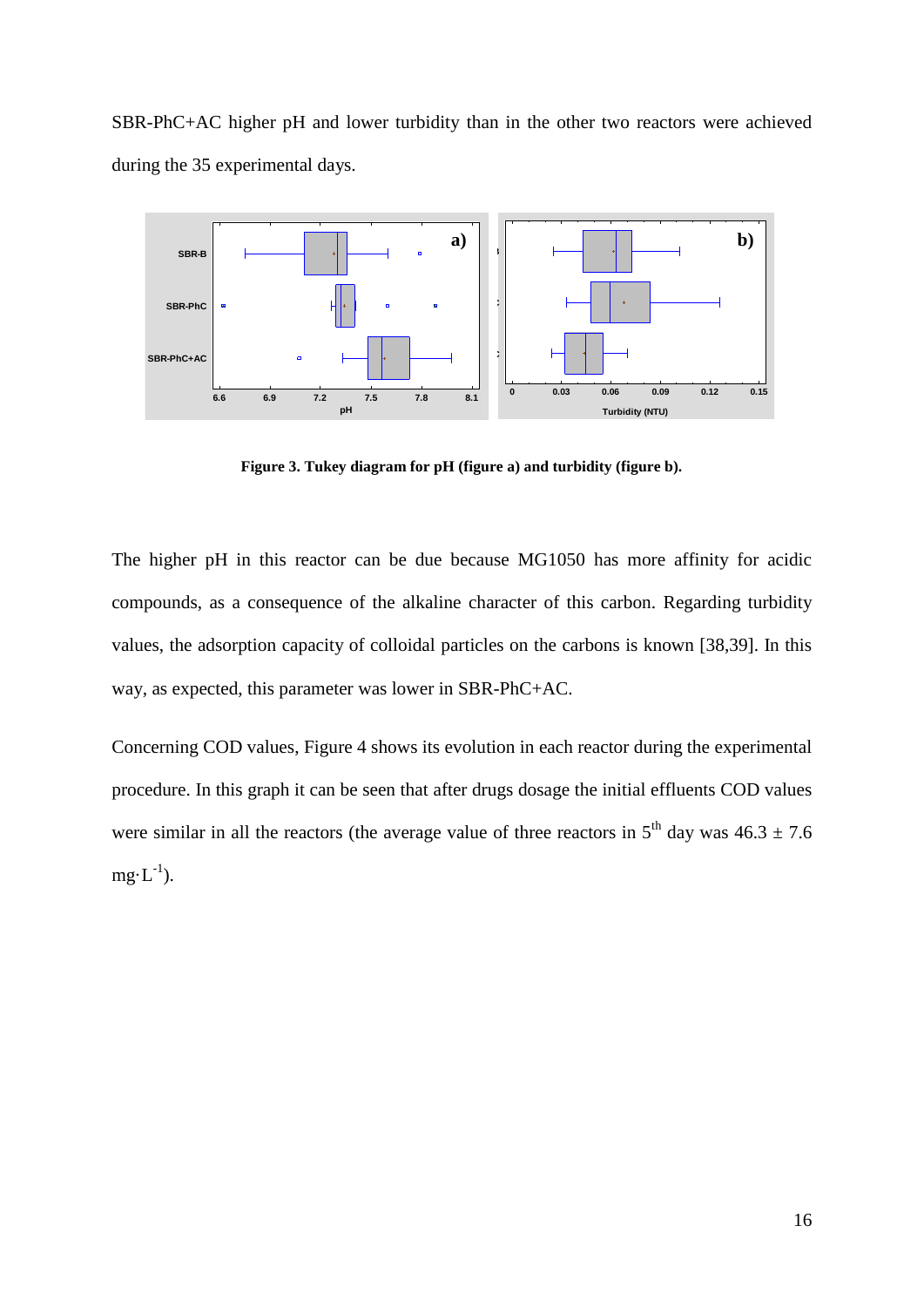SBR-PhC+AC higher pH and lower turbidity than in the other two reactors were achieved during the 35 experimental days.

**Figure 3. Tukey diagram for pH (figure a) and turbidity (figure b).**

The higher pH in this reactor can be due because MG1050 has more affinity for acidic compounds, as a consequence of the alkaline character of this carbon. Regarding turbidity values, the adsorption capacity of colloidal particles on the carbons is known [38,39]. In this way, as expected, this parameter was lower in SBR-PhC+AC.

Concerning COD values, Figure 4 shows its evolution in each reactor during the experimental procedure. In this graph it can be seen that after drugs dosage the initial effluents COD values were similar in all the reactors (the average value of three reactors in $5^{th}$ day was $46.3 \pm 7.6$ $mg \cdot L^{-1}$).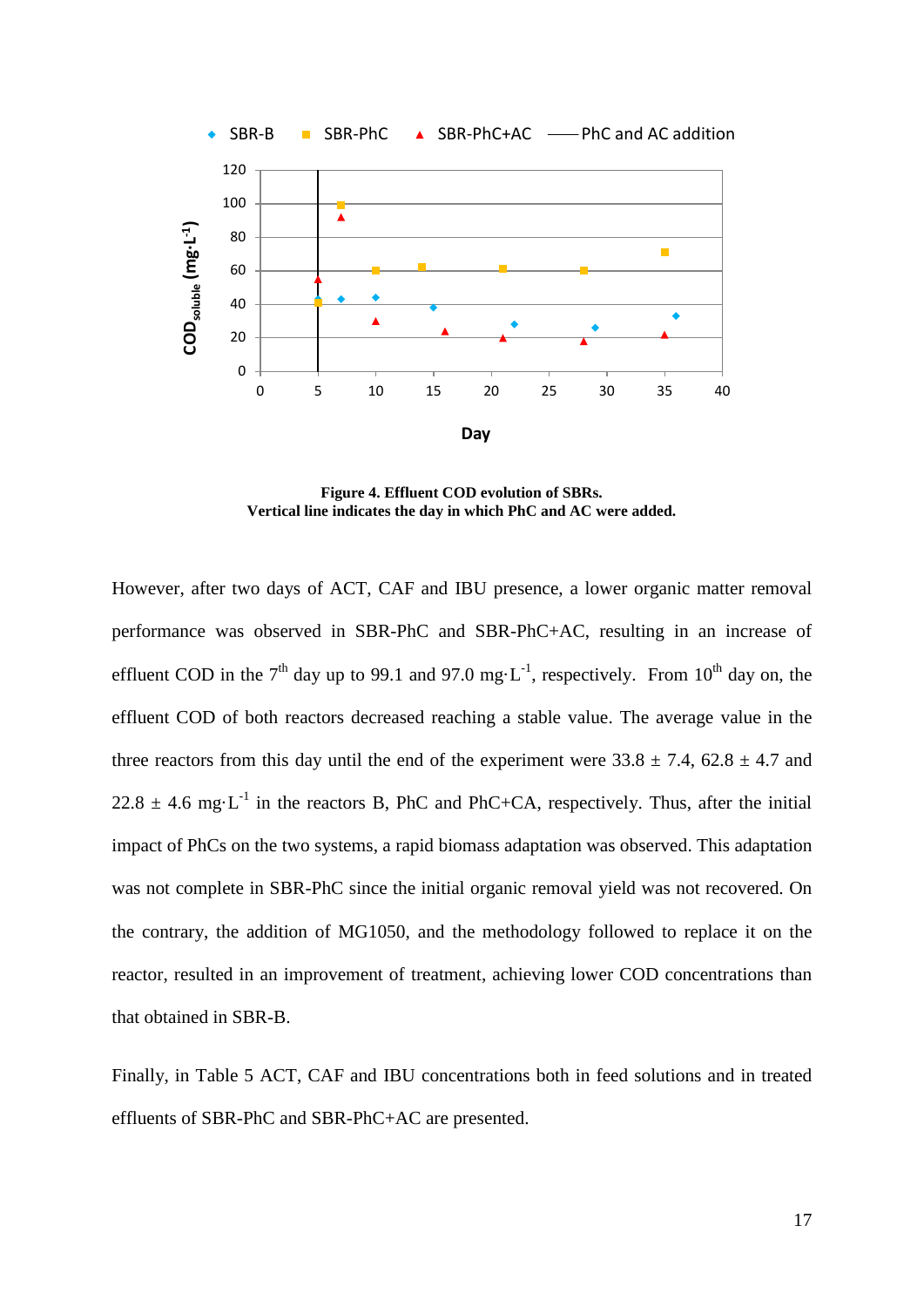**Figure 4. Effluent COD evolution of SBRs.**
**Vertical line indicates the day in which PhC and AC were added.**

However, after two days of ACT, CAF and IBU presence, a lower organic matter removal performance was observed in SBR-PhC and SBR-PhC+AC, resulting in an increase of effluent COD in the 7th day up to 99.1 and 97.0 $mg \cdot L^{-1}$, respectively. From 10th day on, the effluent COD of both reactors decreased reaching a stable value. The average value in the three reactors from this day until the end of the experiment were 33.8 ± 7.4, 62.8 ± 4.7 and 22.8 ± 4.6 $mg \cdot L^{-1}$ in the reactors B, PhC and PhC+CA, respectively. Thus, after the initial impact of PhCs on the two systems, a rapid biomass adaptation was observed. This adaptation was not complete in SBR-PhC since the initial organic removal yield was not recovered. On the contrary, the addition of MG1050, and the methodology followed to replace it on the reactor, resulted in an improvement of treatment, achieving lower COD concentrations than that obtained in SBR-B.

Finally, in Table 5 ACT, CAF and IBU concentrations both in feed solutions and in treated effluents of SBR-PhC and SBR-PhC+AC are presented.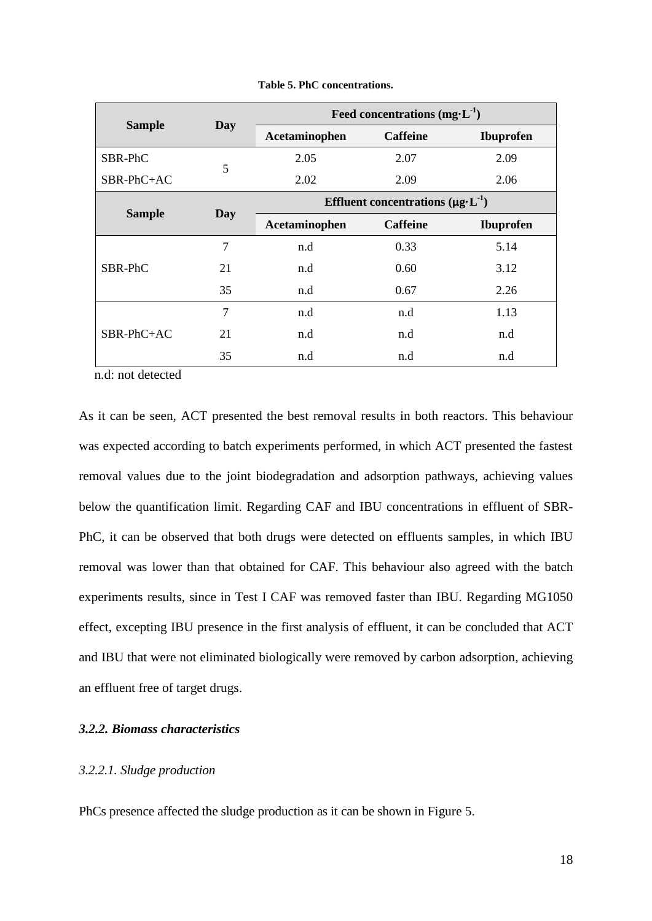**Table 5. PhC concentrations.**

| Sample | Day | Feed concentrations ($mg \cdot L^{-1}$) | | |
|---|---|---|---|---|
| | | **Acetaminophen** | **Caffeine** | **Ibuprofen** |
| SBR-PhC | 5 | 2.05 | 2.07 | 2.09 |
| SBR-PhC+AC | | 2.02 | 2.09 | 2.06 |
| **Sample** | **Day** | **Effluent concentrations ($\mu g \cdot L^{-1}$)** | | |
| | | **Acetaminophen** | **Caffeine** | **Ibuprofen** |
| SBR-PhC | 7 | n.d | 0.33 | 5.14 |
| | 21 | n.d | 0.60 | 3.12 |
| | 35 | n.d | 0.67 | 2.26 |
| SBR-PhC+AC | 7 | n.d | n.d | 1.13 |
| | 21 | n.d | n.d | n.d |
| | 35 | n.d | n.d | n.d |

n.d: not detected

As it can be seen, ACT presented the best removal results in both reactors. This behaviour was expected according to batch experiments performed, in which ACT presented the fastest removal values due to the joint biodegradation and adsorption pathways, achieving values below the quantification limit. Regarding CAF and IBU concentrations in effluent of SBR-PhC, it can be observed that both drugs were detected on effluents samples, in which IBU removal was lower than that obtained for CAF. This behaviour also agreed with the batch experiments results, since in Test I CAF was removed faster than IBU. Regarding MG1050 effect, excepting IBU presence in the first analysis of effluent, it can be concluded that ACT and IBU that were not eliminated biologically were removed by carbon adsorption, achieving an effluent free of target drugs.

### *3.2.2. Biomass characteristics*

#### *3.2.2.1. Sludge production*

PhCs presence affected the sludge production as it can be shown in Figure 5.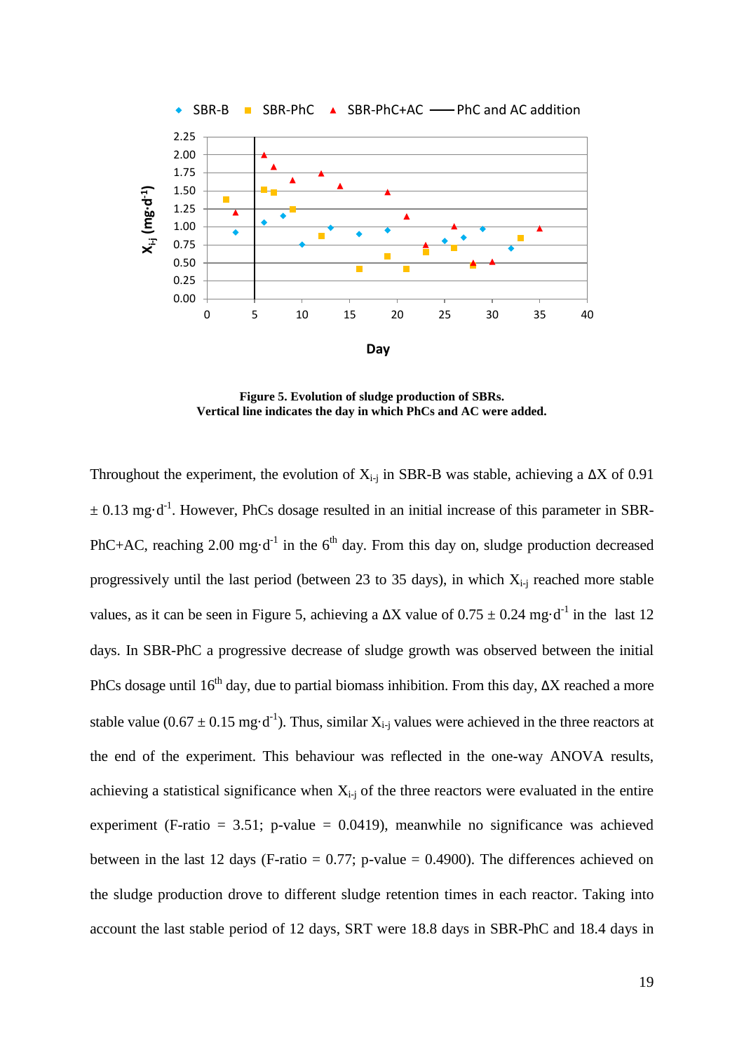**Figure 5. Evolution of sludge production of SBRs.**
**Vertical line indicates the day in which PhCs and AC were added.**

Throughout the experiment, the evolution of $X_{i\text{-}j}$ in SBR-B was stable, achieving a ΔX of 0.91 ± 0.13 mg·d$^{-1}$. However, PhCs dosage resulted in an initial increase of this parameter in SBR-PhC+AC, reaching 2.00 mg·d$^{-1}$ in the 6$^{th}$ day. From this day on, sludge production decreased progressively until the last period (between 23 to 35 days), in which $X_{i\text{-}j}$ reached more stable values, as it can be seen in Figure 5, achieving a ΔX value of 0.75 ± 0.24 mg·d$^{-1}$ in the last 12 days. In SBR-PhC a progressive decrease of sludge growth was observed between the initial PhCs dosage until 16$^{th}$ day, due to partial biomass inhibition. From this day, ΔX reached a more stable value (0.67 ± 0.15 mg·d$^{-1}$). Thus, similar $X_{i\text{-}j}$ values were achieved in the three reactors at the end of the experiment. This behaviour was reflected in the one-way ANOVA results, achieving a statistical significance when $X_{i\text{-}j}$ of the three reactors were evaluated in the entire experiment (F-ratio = 3.51; p-value = 0.0419), meanwhile no significance was achieved between in the last 12 days (F-ratio = 0.77; p-value = 0.4900). The differences achieved on the sludge production drove to different sludge retention times in each reactor. Taking into account the last stable period of 12 days, SRT were 18.8 days in SBR-PhC and 18.4 days in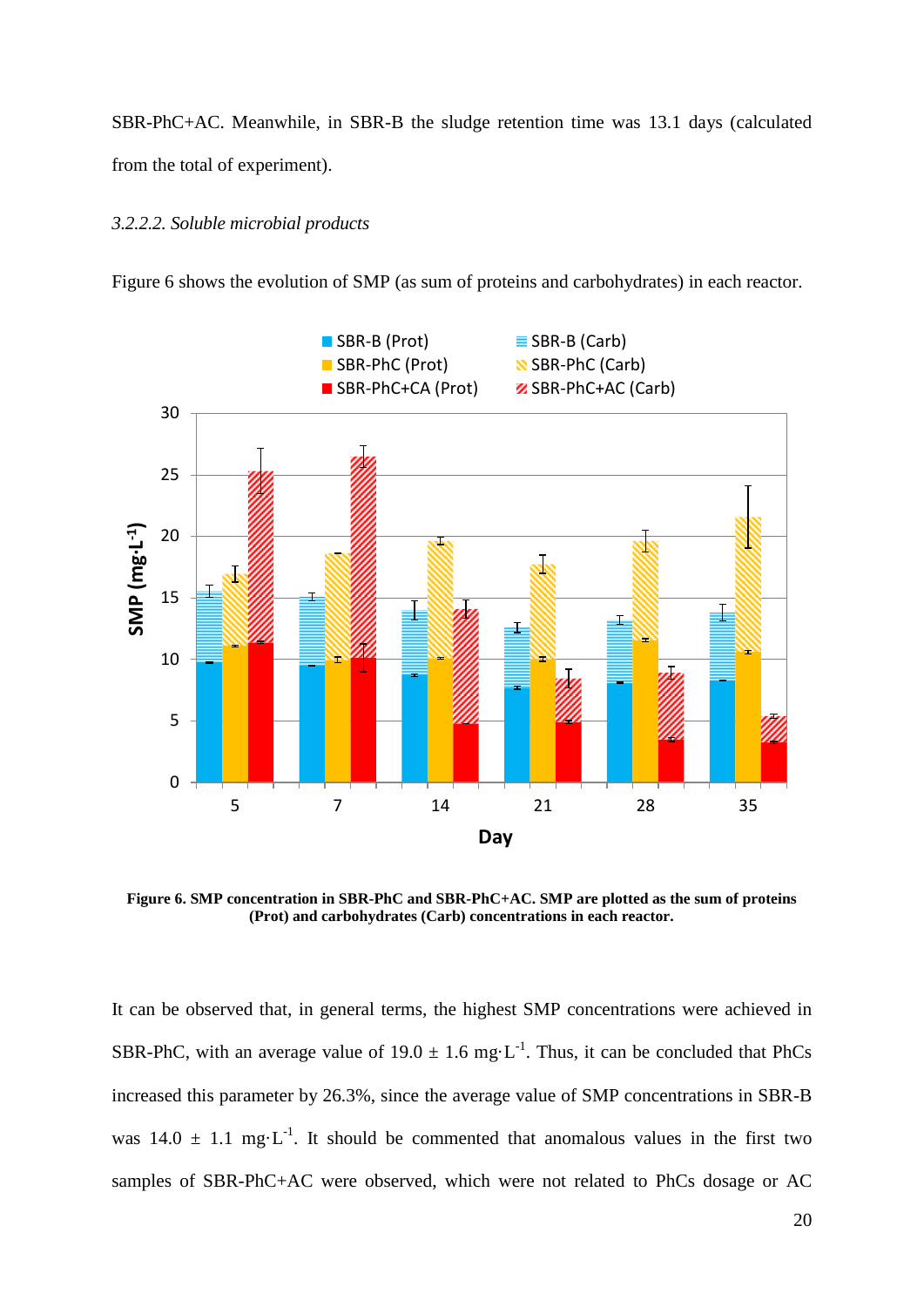SBR-PhC+AC. Meanwhile, in SBR-B the sludge retention time was 13.1 days (calculated from the total of experiment).

*3.2.2.2. Soluble microbial products*

Figure 6 shows the evolution of SMP (as sum of proteins and carbohydrates) in each reactor.

**Figure 6. SMP concentration in SBR-PhC and SBR-PhC+AC. SMP are plotted as the sum of proteins (Prot) and carbohydrates (Carb) concentrations in each reactor.**

It can be observed that, in general terms, the highest SMP concentrations were achieved in SBR-PhC, with an average value of 19.0 ± 1.6 mg·L$^{-1}$. Thus, it can be concluded that PhCs increased this parameter by 26.3%, since the average value of SMP concentrations in SBR-B was 14.0 ± 1.1 mg·L$^{-1}$. It should be commented that anomalous values in the first two samples of SBR-PhC+AC were observed, which were not related to PhCs dosage or AC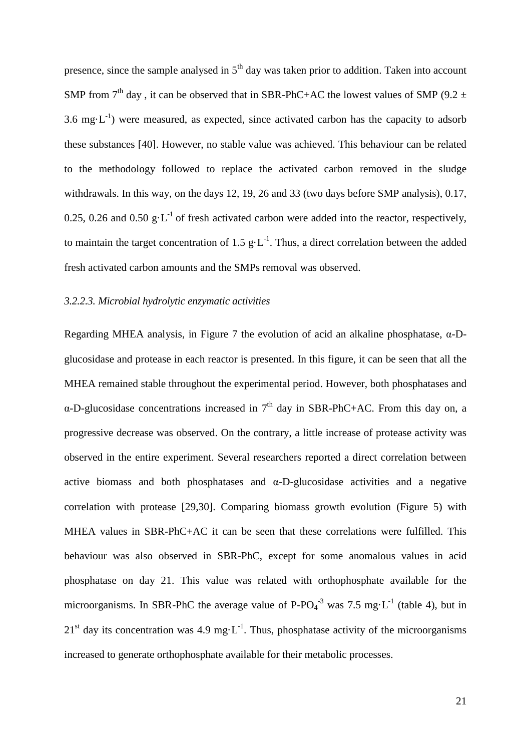presence, since the sample analysed in $5^{th}$ day was taken prior to addition. Taken into account SMP from $7^{th}$ day , it can be observed that in SBR-PhC+AC the lowest values of SMP ($9.2 \pm 3.6$ $mg \cdot L^{-1}$) were measured, as expected, since activated carbon has the capacity to adsorb these substances [40]. However, no stable value was achieved. This behaviour can be related to the methodology followed to replace the activated carbon removed in the sludge withdrawals. In this way, on the days 12, 19, 26 and 33 (two days before SMP analysis), 0.17, 0.25, 0.26 and 0.50 $g \cdot L^{-1}$ of fresh activated carbon were added into the reactor, respectively, to maintain the target concentration of 1.5 $g \cdot L^{-1}$. Thus, a direct correlation between the added fresh activated carbon amounts and the SMPs removal was observed.

### *3.2.2.3. Microbial hydrolytic enzymatic activities*

Regarding MHEA analysis, in Figure 7 the evolution of acid an alkaline phosphatase, α-D-glucosidase and protease in each reactor is presented. In this figure, it can be seen that all the MHEA remained stable throughout the experimental period. However, both phosphatases and α-D-glucosidase concentrations increased in $7^{th}$ day in SBR-PhC+AC. From this day on, a progressive decrease was observed. On the contrary, a little increase of protease activity was observed in the entire experiment. Several researchers reported a direct correlation between active biomass and both phosphatases and α-D-glucosidase activities and a negative correlation with protease [29,30]. Comparing biomass growth evolution (Figure 5) with MHEA values in SBR-PhC+AC it can be seen that these correlations were fulfilled. This behaviour was also observed in SBR-PhC, except for some anomalous values in acid phosphatase on day 21. This value was related with orthophosphate available for the microorganisms. In SBR-PhC the average value of $P\text{-}PO_4^{-3}$ was 7.5 $mg \cdot L^{-1}$ (table 4), but in $21^{st}$ day its concentration was 4.9 $mg \cdot L^{-1}$. Thus, phosphatase activity of the microorganisms increased to generate orthophosphate available for their metabolic processes.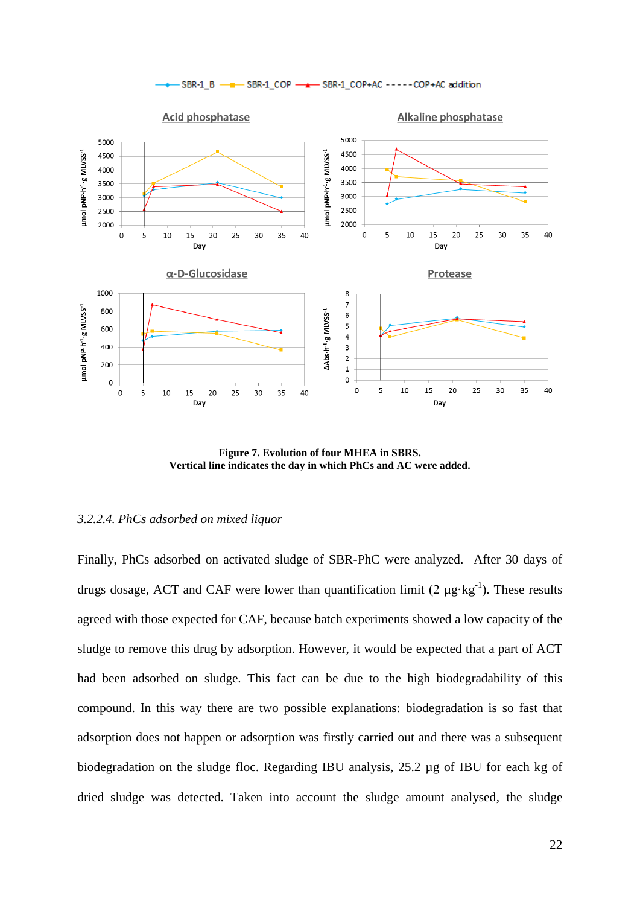**Figure 7. Evolution of four MHEA in SBRS.**
**Vertical line indicates the day in which PhCs and AC were added.**

### *3.2.2.4. PhCs adsorbed on mixed liquor*

Finally, PhCs adsorbed on activated sludge of SBR-PhC were analyzed. After 30 days of drugs dosage, ACT and CAF were lower than quantification limit (2 $\mu g \cdot kg^{-1}$). These results agreed with those expected for CAF, because batch experiments showed a low capacity of the sludge to remove this drug by adsorption. However, it would be expected that a part of ACT had been adsorbed on sludge. This fact can be due to the high biodegradability of this compound. In this way there are two possible explanations: biodegradation is so fast that adsorption does not happen or adsorption was firstly carried out and there was a subsequent biodegradation on the sludge floc. Regarding IBU analysis, 25.2 µg of IBU for each kg of dried sludge was detected. Taken into account the sludge amount analysed, the sludge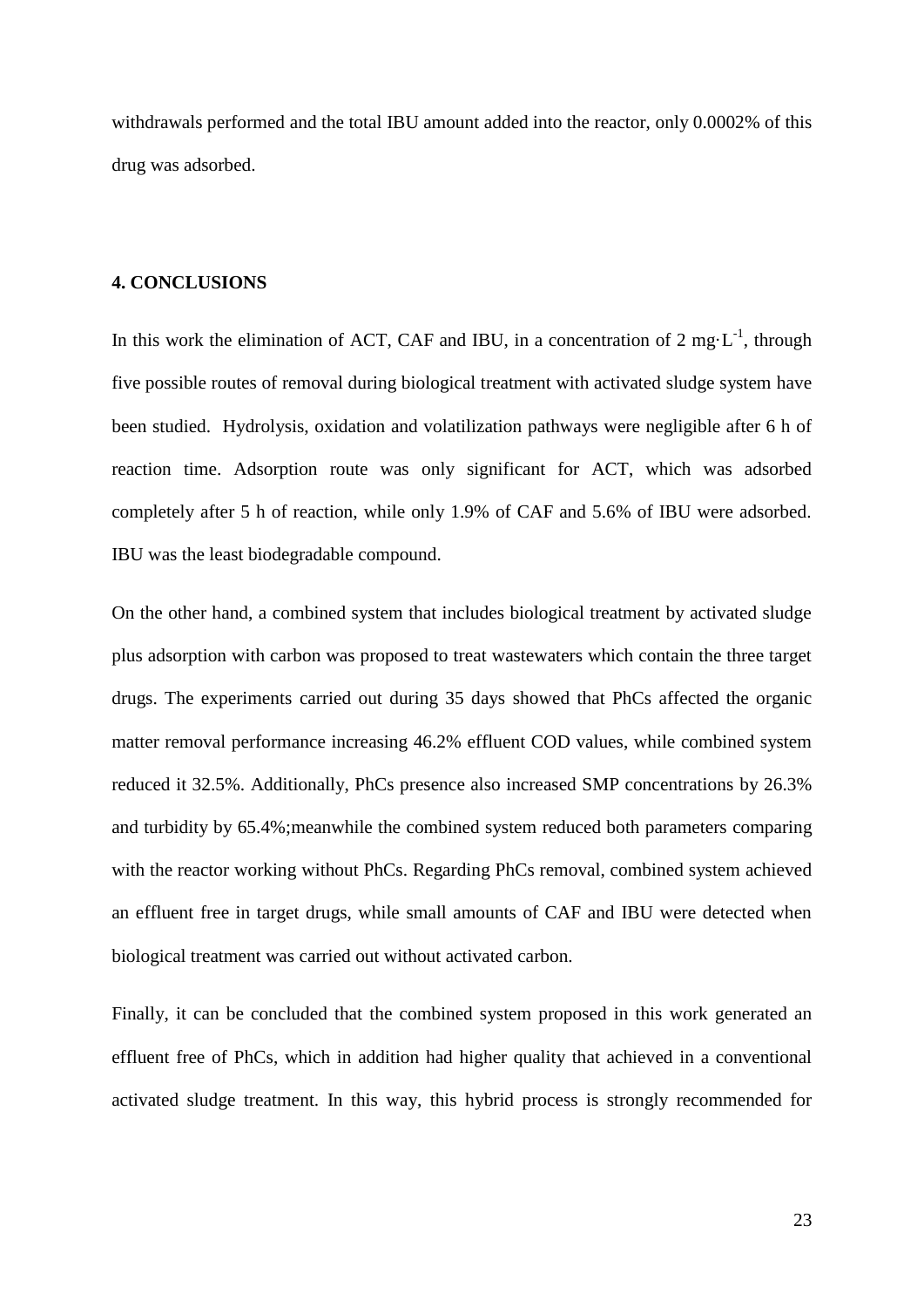withdrawals performed and the total IBU amount added into the reactor, only 0.0002% of this drug was adsorbed.

## 4. CONCLUSIONS

In this work the elimination of ACT, CAF and IBU, in a concentration of 2 $mg \cdot L^{-1}$, through five possible routes of removal during biological treatment with activated sludge system have been studied. Hydrolysis, oxidation and volatilization pathways were negligible after 6 h of reaction time. Adsorption route was only significant for ACT, which was adsorbed completely after 5 h of reaction, while only 1.9% of CAF and 5.6% of IBU were adsorbed. IBU was the least biodegradable compound.

On the other hand, a combined system that includes biological treatment by activated sludge plus adsorption with carbon was proposed to treat wastewaters which contain the three target drugs. The experiments carried out during 35 days showed that PhCs affected the organic matter removal performance increasing 46.2% effluent COD values, while combined system reduced it 32.5%. Additionally, PhCs presence also increased SMP concentrations by 26.3% and turbidity by 65.4%;meanwhile the combined system reduced both parameters comparing with the reactor working without PhCs. Regarding PhCs removal, combined system achieved an effluent free in target drugs, while small amounts of CAF and IBU were detected when biological treatment was carried out without activated carbon.

Finally, it can be concluded that the combined system proposed in this work generated an effluent free of PhCs, which in addition had higher quality that achieved in a conventional activated sludge treatment. In this way, this hybrid process is strongly recommended for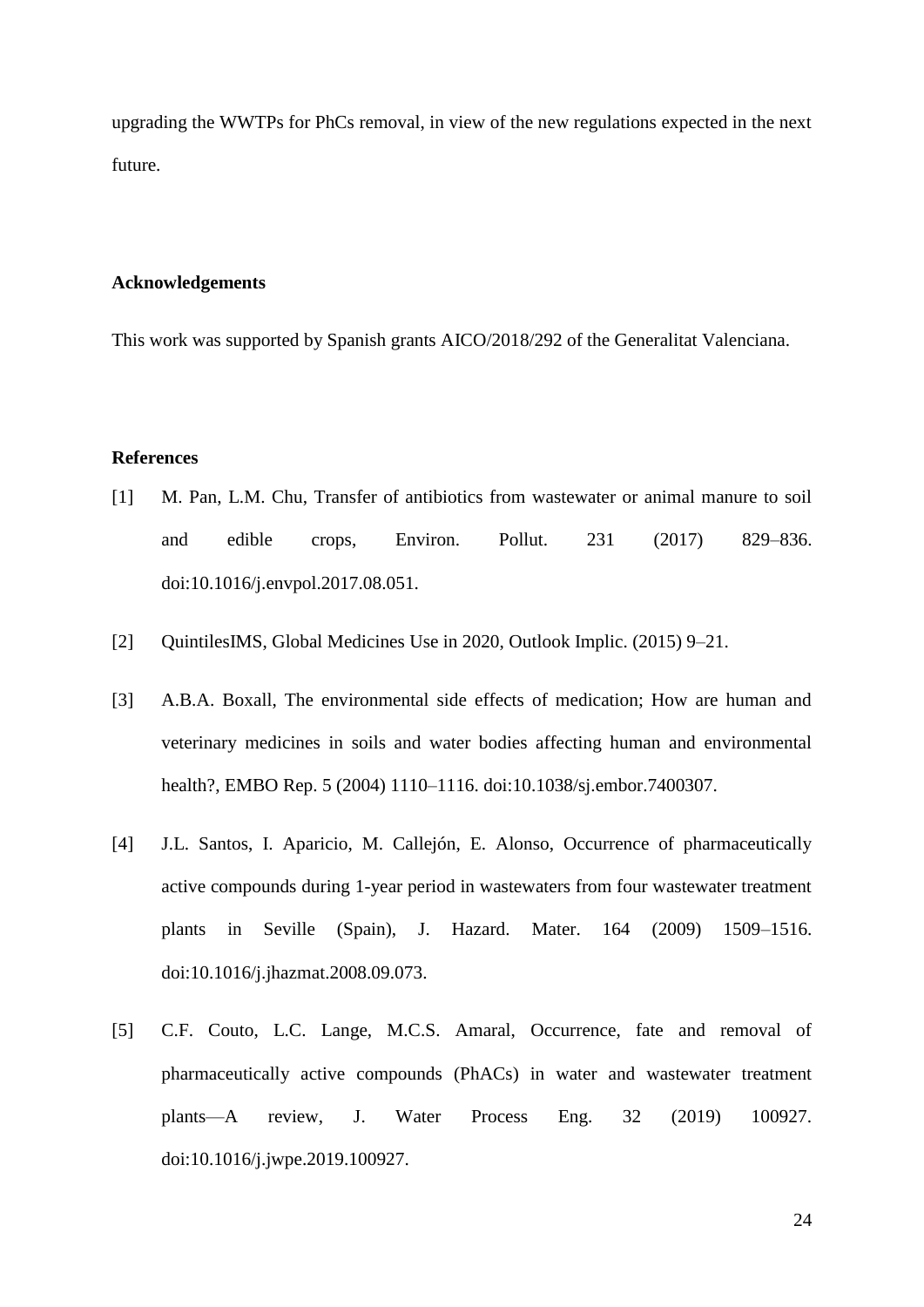upgrading the WWTPs for PhCs removal, in view of the new regulations expected in the next future.

## Acknowledgements

This work was supported by Spanish grants AICO/2018/292 of the Generalitat Valenciana.

## References

[1] M. Pan, L.M. Chu, Transfer of antibiotics from wastewater or animal manure to soil and edible crops, Environ. Pollut. 231 (2017) 829–836. doi:10.1016/j.envpol.2017.08.051.

[2] QuintilesIMS, Global Medicines Use in 2020, Outlook Implic. (2015) 9–21.

[3] A.B.A. Boxall, The environmental side effects of medication; How are human and veterinary medicines in soils and water bodies affecting human and environmental health?, EMBO Rep. 5 (2004) 1110–1116. doi:10.1038/sj.embor.7400307.

[4] J.L. Santos, I. Aparicio, M. Callejón, E. Alonso, Occurrence of pharmaceutically active compounds during 1-year period in wastewaters from four wastewater treatment plants in Seville (Spain), J. Hazard. Mater. 164 (2009) 1509–1516. doi:10.1016/j.jhazmat.2008.09.073.

[5] C.F. Couto, L.C. Lange, M.C.S. Amaral, Occurrence, fate and removal of pharmaceutically active compounds (PhACs) in water and wastewater treatment plants—A review, J. Water Process Eng. 32 (2019) 100927. doi:10.1016/j.jwpe.2019.100927.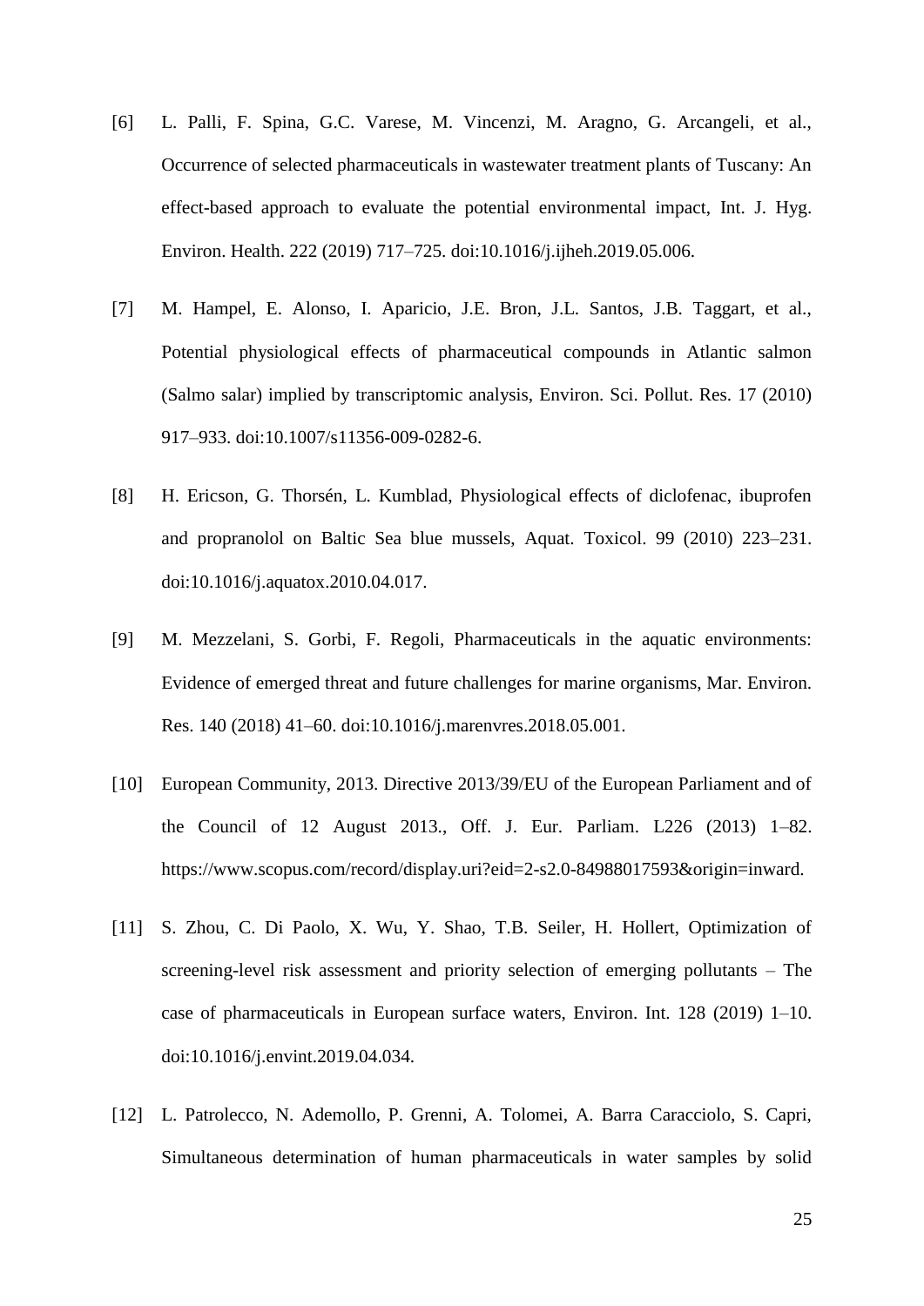[6] L. Palli, F. Spina, G.C. Varese, M. Vincenzi, M. Aragno, G. Arcangeli, et al., Occurrence of selected pharmaceuticals in wastewater treatment plants of Tuscany: An effect-based approach to evaluate the potential environmental impact, Int. J. Hyg. Environ. Health. 222 (2019) 717–725. doi:10.1016/j.ijheh.2019.05.006.

[7] M. Hampel, E. Alonso, I. Aparicio, J.E. Bron, J.L. Santos, J.B. Taggart, et al., Potential physiological effects of pharmaceutical compounds in Atlantic salmon (Salmo salar) implied by transcriptomic analysis, Environ. Sci. Pollut. Res. 17 (2010) 917–933. doi:10.1007/s11356-009-0282-6.

[8] H. Ericson, G. Thorsén, L. Kumblad, Physiological effects of diclofenac, ibuprofen and propranolol on Baltic Sea blue mussels, Aquat. Toxicol. 99 (2010) 223–231. doi:10.1016/j.aquatox.2010.04.017.

[9] M. Mezzelani, S. Gorbi, F. Regoli, Pharmaceuticals in the aquatic environments: Evidence of emerged threat and future challenges for marine organisms, Mar. Environ. Res. 140 (2018) 41–60. doi:10.1016/j.marenvres.2018.05.001.

[10] European Community, 2013. Directive 2013/39/EU of the European Parliament and of the Council of 12 August 2013., Off. J. Eur. Parliam. L226 (2013) 1–82. https://www.scopus.com/record/display.uri?eid=2-s2.0-84988017593&origin=inward.

[11] S. Zhou, C. Di Paolo, X. Wu, Y. Shao, T.B. Seiler, H. Hollert, Optimization of screening-level risk assessment and priority selection of emerging pollutants – The case of pharmaceuticals in European surface waters, Environ. Int. 128 (2019) 1–10. doi:10.1016/j.envint.2019.04.034.

[12] L. Patrolecco, N. Ademollo, P. Grenni, A. Tolomei, A. Barra Caracciolo, S. Capri, Simultaneous determination of human pharmaceuticals in water samples by solid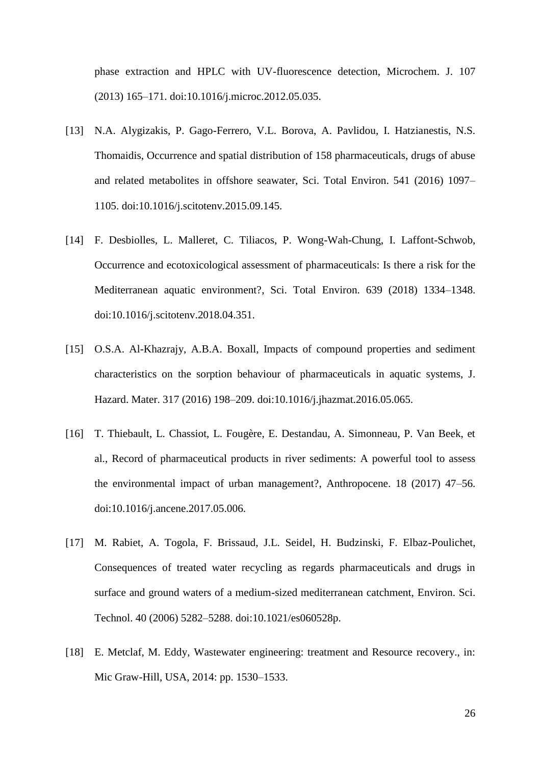phase extraction and HPLC with UV-fluorescence detection, Microchem. J. 107 (2013) 165–171. doi:10.1016/j.microc.2012.05.035.

[13] N.A. Alygizakis, P. Gago-Ferrero, V.L. Borova, A. Pavlidou, I. Hatzianestis, N.S. Thomaidis, Occurrence and spatial distribution of 158 pharmaceuticals, drugs of abuse and related metabolites in offshore seawater, Sci. Total Environ. 541 (2016) 1097–1105. doi:10.1016/j.scitotenv.2015.09.145.

[14] F. Desbiolles, L. Malleret, C. Tiliacos, P. Wong-Wah-Chung, I. Laffont-Schwob, Occurrence and ecotoxicological assessment of pharmaceuticals: Is there a risk for the Mediterranean aquatic environment?, Sci. Total Environ. 639 (2018) 1334–1348. doi:10.1016/j.scitotenv.2018.04.351.

[15] O.S.A. Al-Khazrajy, A.B.A. Boxall, Impacts of compound properties and sediment characteristics on the sorption behaviour of pharmaceuticals in aquatic systems, J. Hazard. Mater. 317 (2016) 198–209. doi:10.1016/j.jhazmat.2016.05.065.

[16] T. Thiebault, L. Chassiot, L. Fougère, E. Destandau, A. Simonneau, P. Van Beek, et al., Record of pharmaceutical products in river sediments: A powerful tool to assess the environmental impact of urban management?, Anthropocene. 18 (2017) 47–56. doi:10.1016/j.ancene.2017.05.006.

[17] M. Rabiet, A. Togola, F. Brissaud, J.L. Seidel, H. Budzinski, F. Elbaz-Poulichet, Consequences of treated water recycling as regards pharmaceuticals and drugs in surface and ground waters of a medium-sized mediterranean catchment, Environ. Sci. Technol. 40 (2006) 5282–5288. doi:10.1021/es060528p.

[18] E. Metclaf, M. Eddy, Wastewater engineering: treatment and Resource recovery., in: Mic Graw-Hill, USA, 2014: pp. 1530–1533.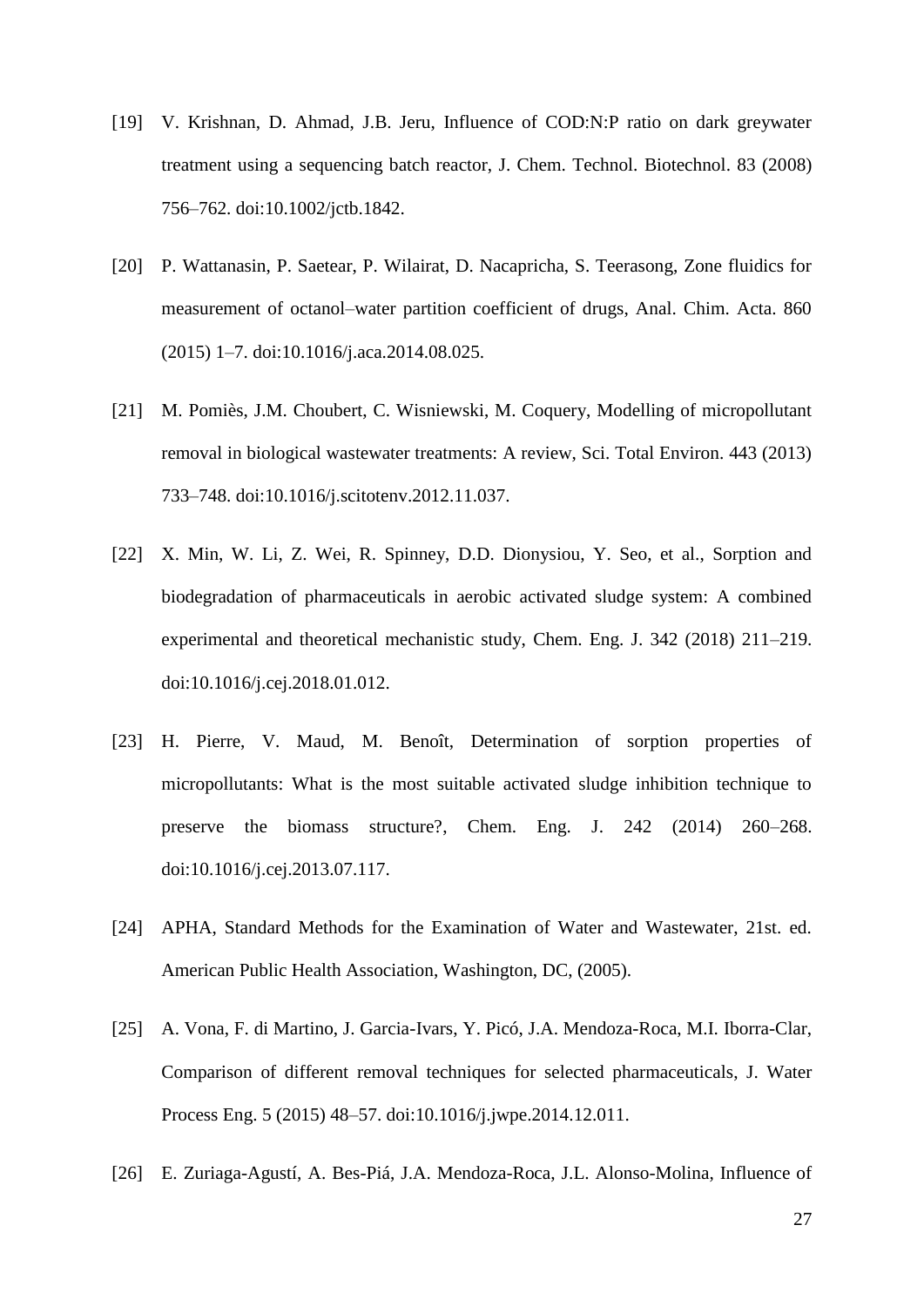[19] V. Krishnan, D. Ahmad, J.B. Jeru, Influence of COD:N:P ratio on dark greywater treatment using a sequencing batch reactor, J. Chem. Technol. Biotechnol. 83 (2008) 756–762. doi:10.1002/jctb.1842.

[20] P. Wattanasin, P. Saetear, P. Wilairat, D. Nacapricha, S. Teerasong, Zone fluidics for measurement of octanol–water partition coefficient of drugs, Anal. Chim. Acta. 860 (2015) 1–7. doi:10.1016/j.aca.2014.08.025.

[21] M. Pomiès, J.M. Choubert, C. Wisniewski, M. Coquery, Modelling of micropollutant removal in biological wastewater treatments: A review, Sci. Total Environ. 443 (2013) 733–748. doi:10.1016/j.scitotenv.2012.11.037.

[22] X. Min, W. Li, Z. Wei, R. Spinney, D.D. Dionysiou, Y. Seo, et al., Sorption and biodegradation of pharmaceuticals in aerobic activated sludge system: A combined experimental and theoretical mechanistic study, Chem. Eng. J. 342 (2018) 211–219. doi:10.1016/j.cej.2018.01.012.

[23] H. Pierre, V. Maud, M. Benoît, Determination of sorption properties of micropollutants: What is the most suitable activated sludge inhibition technique to preserve the biomass structure?, Chem. Eng. J. 242 (2014) 260–268. doi:10.1016/j.cej.2013.07.117.

[24] APHA, Standard Methods for the Examination of Water and Wastewater, 21st. ed. American Public Health Association, Washington, DC, (2005).

[25] A. Vona, F. di Martino, J. Garcia-Ivars, Y. Picó, J.A. Mendoza-Roca, M.I. Iborra-Clar, Comparison of different removal techniques for selected pharmaceuticals, J. Water Process Eng. 5 (2015) 48–57. doi:10.1016/j.jwpe.2014.12.011.

[26] E. Zuriaga-Agustí, A. Bes-Piá, J.A. Mendoza-Roca, J.L. Alonso-Molina, Influence of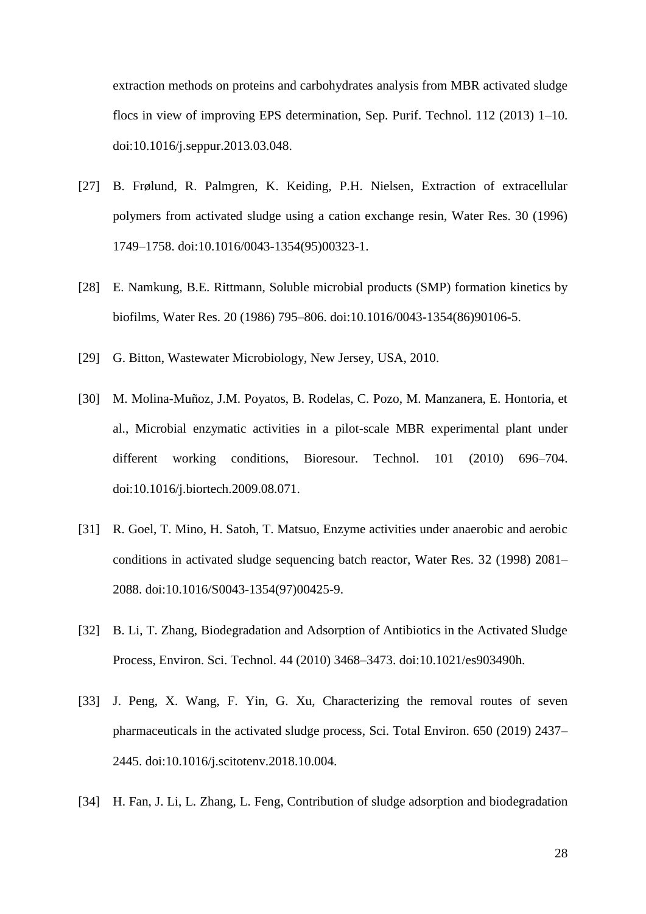extraction methods on proteins and carbohydrates analysis from MBR activated sludge flocs in view of improving EPS determination, Sep. Purif. Technol. 112 (2013) 1–10. doi:10.1016/j.seppur.2013.03.048.

[27] B. Frølund, R. Palmgren, K. Keiding, P.H. Nielsen, Extraction of extracellular polymers from activated sludge using a cation exchange resin, Water Res. 30 (1996) 1749–1758. doi:10.1016/0043-1354(95)00323-1.

[28] E. Namkung, B.E. Rittmann, Soluble microbial products (SMP) formation kinetics by biofilms, Water Res. 20 (1986) 795–806. doi:10.1016/0043-1354(86)90106-5.

[29] G. Bitton, Wastewater Microbiology, New Jersey, USA, 2010.

[30] M. Molina-Muñoz, J.M. Poyatos, B. Rodelas, C. Pozo, M. Manzanera, E. Hontoria, et al., Microbial enzymatic activities in a pilot-scale MBR experimental plant under different working conditions, Bioresour. Technol. 101 (2010) 696–704. doi:10.1016/j.biortech.2009.08.071.

[31] R. Goel, T. Mino, H. Satoh, T. Matsuo, Enzyme activities under anaerobic and aerobic conditions in activated sludge sequencing batch reactor, Water Res. 32 (1998) 2081–2088. doi:10.1016/S0043-1354(97)00425-9.

[32] B. Li, T. Zhang, Biodegradation and Adsorption of Antibiotics in the Activated Sludge Process, Environ. Sci. Technol. 44 (2010) 3468–3473. doi:10.1021/es903490h.

[33] J. Peng, X. Wang, F. Yin, G. Xu, Characterizing the removal routes of seven pharmaceuticals in the activated sludge process, Sci. Total Environ. 650 (2019) 2437–2445. doi:10.1016/j.scitotenv.2018.10.004.

[34] H. Fan, J. Li, L. Zhang, L. Feng, Contribution of sludge adsorption and biodegradation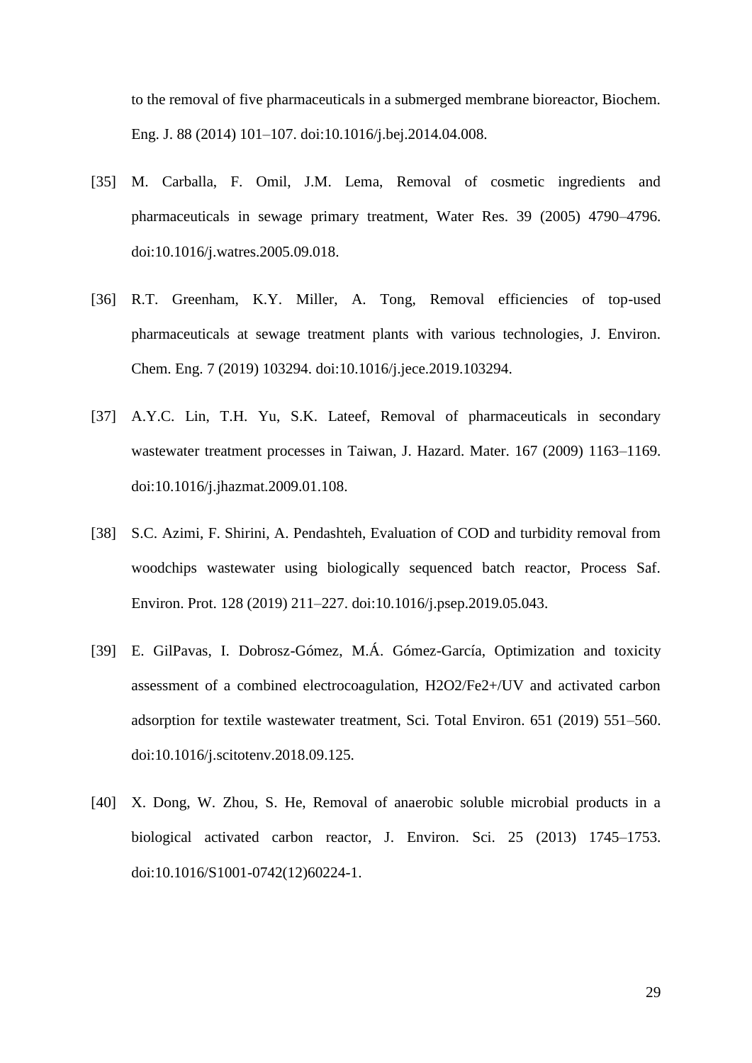to the removal of five pharmaceuticals in a submerged membrane bioreactor, Biochem. Eng. J. 88 (2014) 101–107. doi:10.1016/j.bej.2014.04.008.

[35] M. Carballa, F. Omil, J.M. Lema, Removal of cosmetic ingredients and pharmaceuticals in sewage primary treatment, Water Res. 39 (2005) 4790–4796. doi:10.1016/j.watres.2005.09.018.

[36] R.T. Greenham, K.Y. Miller, A. Tong, Removal efficiencies of top-used pharmaceuticals at sewage treatment plants with various technologies, J. Environ. Chem. Eng. 7 (2019) 103294. doi:10.1016/j.jece.2019.103294.

[37] A.Y.C. Lin, T.H. Yu, S.K. Lateef, Removal of pharmaceuticals in secondary wastewater treatment processes in Taiwan, J. Hazard. Mater. 167 (2009) 1163–1169. doi:10.1016/j.jhazmat.2009.01.108.

[38] S.C. Azimi, F. Shirini, A. Pendashteh, Evaluation of COD and turbidity removal from woodchips wastewater using biologically sequenced batch reactor, Process Saf. Environ. Prot. 128 (2019) 211–227. doi:10.1016/j.psep.2019.05.043.

[39] E. GilPavas, I. Dobrosz-Gómez, M.Á. Gómez-García, Optimization and toxicity assessment of a combined electrocoagulation, $H_2O_2/Fe^{2+}/UV$ and activated carbon adsorption for textile wastewater treatment, Sci. Total Environ. 651 (2019) 551–560. doi:10.1016/j.scitotenv.2018.09.125.

[40] X. Dong, W. Zhou, S. He, Removal of anaerobic soluble microbial products in a biological activated carbon reactor, J. Environ. Sci. 25 (2013) 1745–1753. doi:10.1016/S1001-0742(12)60224-1.